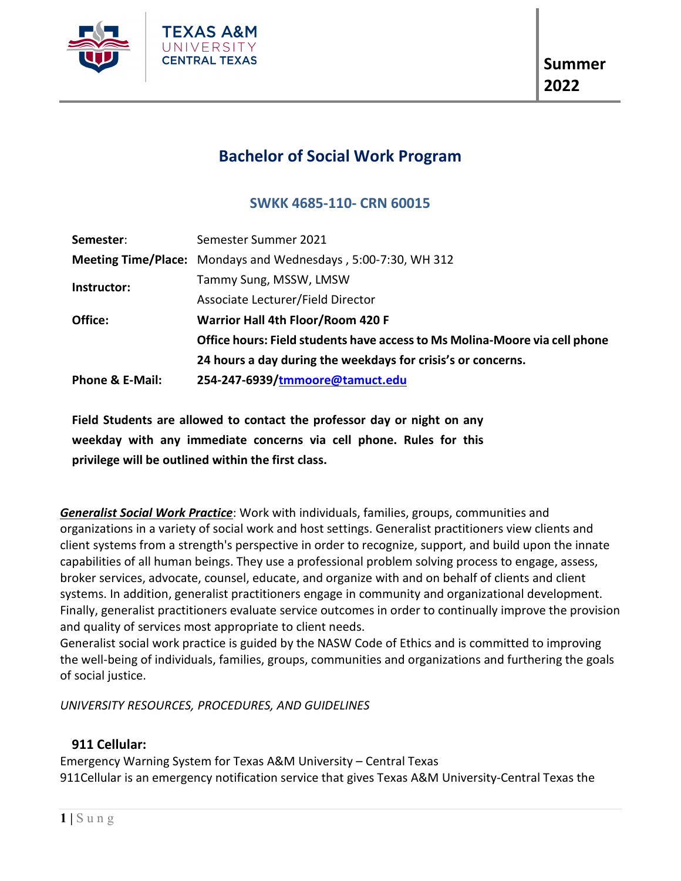TEXAS A&M UNIVERSITY CENTRAL TEXAS

**Summer 2022**

# Bachelor of Social Work Program

## SWKK 4685-110- CRN 60015

| | |
|---|---|
| **Semester**: | Semester Summer 2021 |
| **Meeting Time/Place:** | Mondays and Wednesdays , 5:00-7:30, WH 312 |
| **Instructor:** | Tammy Sung, MSSW, LMSW<br>Associate Lecturer/Field Director |
| **Office:** | **Warrior Hall 4th Floor/Room 420 F** |
| | **Office hours: Field students have access to Ms Molina-Moore via cell phone 24 hours a day during the weekdays for crisis's or concerns.** |
| **Phone & E-Mail:** | **254-247-6939/tmmoore@tamuct.edu** |

**Field Students are allowed to contact the professor day or night on any weekday with any immediate concerns via cell phone. Rules for this privilege will be outlined within the first class.**

***Generalist Social Work Practice***: Work with individuals, families, groups, communities and organizations in a variety of social work and host settings. Generalist practitioners view clients and client systems from a strength's perspective in order to recognize, support, and build upon the innate capabilities of all human beings. They use a professional problem solving process to engage, assess, broker services, advocate, counsel, educate, and organize with and on behalf of clients and client systems. In addition, generalist practitioners engage in community and organizational development. Finally, generalist practitioners evaluate service outcomes in order to continually improve the provision and quality of services most appropriate to client needs.
Generalist social work practice is guided by the NASW Code of Ethics and is committed to improving the well-being of individuals, families, groups, communities and organizations and furthering the goals of social justice.

*UNIVERSITY RESOURCES, PROCEDURES, AND GUIDELINES*

### 911 Cellular:

Emergency Warning System for Texas A&M University – Central Texas
911Cellular is an emergency notification service that gives Texas A&M University-Central Texas the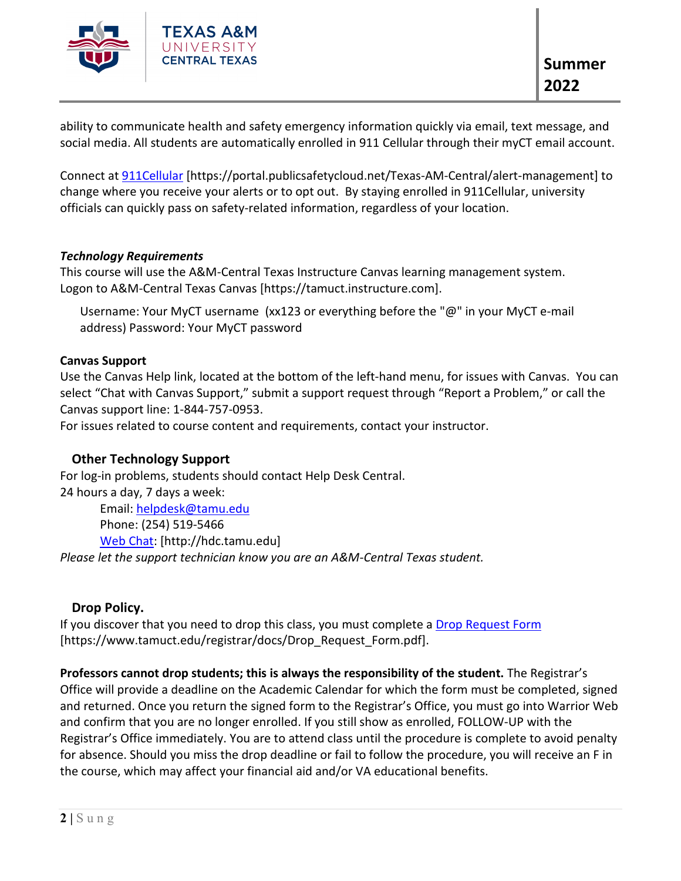ability to communicate health and safety emergency information quickly via email, text message, and social media. All students are automatically enrolled in 911 Cellular through their myCT email account.

Connect at [911Cellular](https://portal.publicsafetycloud.net/Texas-AM-Central/alert-management) [https://portal.publicsafetycloud.net/Texas-AM-Central/alert-management] to change where you receive your alerts or to opt out. By staying enrolled in 911Cellular, university officials can quickly pass on safety-related information, regardless of your location.

***Technology Requirements***

This course will use the A&M-Central Texas Instructure Canvas learning management system. Logon to A&M-Central Texas Canvas [https://tamuct.instructure.com].

Username: Your MyCT username (xx123 or everything before the "@" in your MyCT e-mail address) Password: Your MyCT password

**Canvas Support**

Use the Canvas Help link, located at the bottom of the left-hand menu, for issues with Canvas. You can select "Chat with Canvas Support," submit a support request through "Report a Problem," or call the Canvas support line: 1-844-757-0953.

For issues related to course content and requirements, contact your instructor.

## Other Technology Support

For log-in problems, students should contact Help Desk Central.

24 hours a day, 7 days a week:

Email: helpdesk@tamu.edu
Phone: (254) 519-5466
[Web Chat](http://hdc.tamu.edu): [http://hdc.tamu.edu]

*Please let the support technician know you are an A&M-Central Texas student.*

## Drop Policy.

If you discover that you need to drop this class, you must complete a [Drop Request Form](https://www.tamuct.edu/registrar/docs/Drop_Request_Form.pdf) [https://www.tamuct.edu/registrar/docs/Drop_Request_Form.pdf].

**Professors cannot drop students; this is always the responsibility of the student.** The Registrar's Office will provide a deadline on the Academic Calendar for which the form must be completed, signed and returned. Once you return the signed form to the Registrar's Office, you must go into Warrior Web and confirm that you are no longer enrolled. If you still show as enrolled, FOLLOW-UP with the Registrar's Office immediately. You are to attend class until the procedure is complete to avoid penalty for absence. Should you miss the drop deadline or fail to follow the procedure, you will receive an F in the course, which may affect your financial aid and/or VA educational benefits.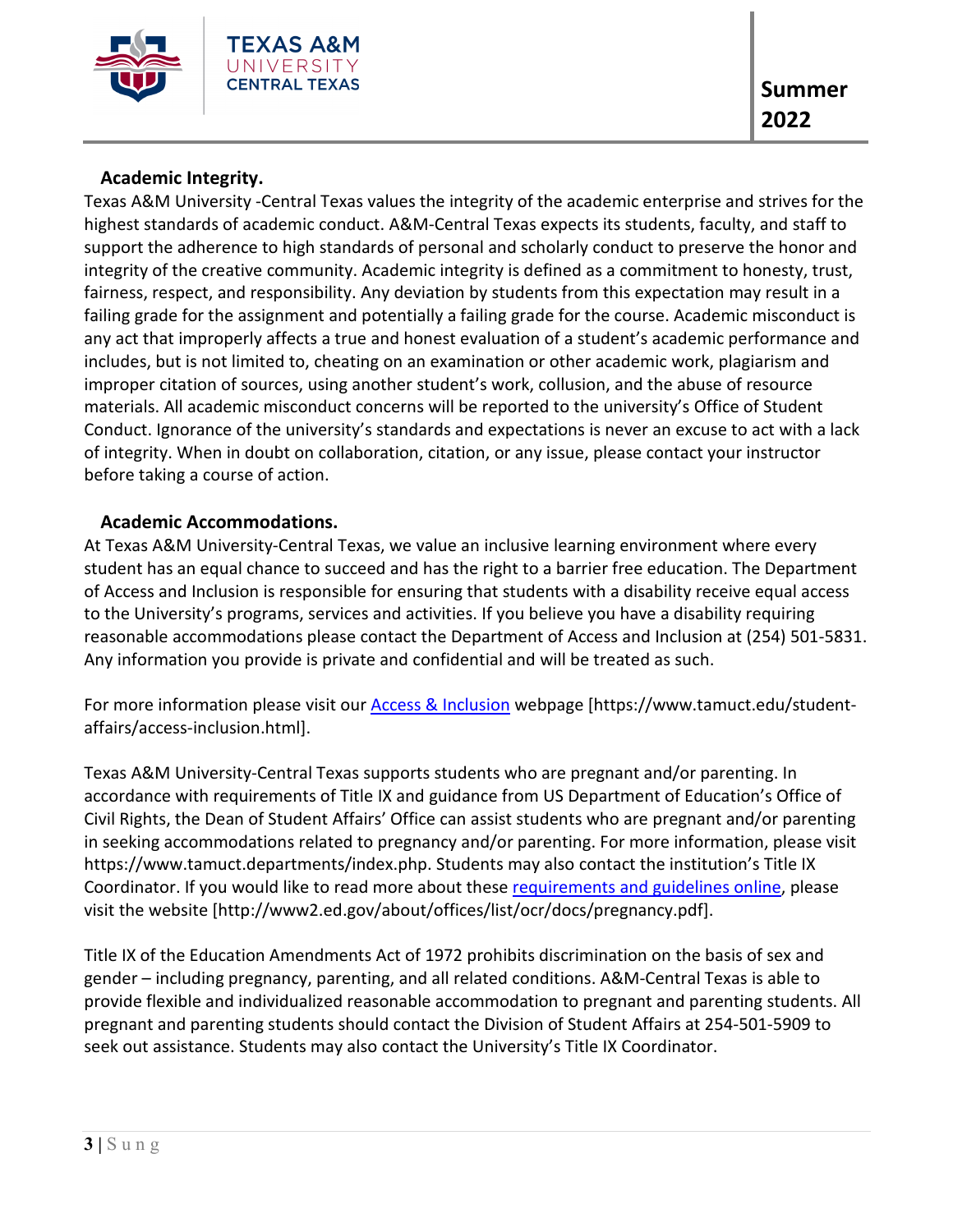### Academic Integrity.

Texas A&M University -Central Texas values the integrity of the academic enterprise and strives for the highest standards of academic conduct. A&M-Central Texas expects its students, faculty, and staff to support the adherence to high standards of personal and scholarly conduct to preserve the honor and integrity of the creative community. Academic integrity is defined as a commitment to honesty, trust, fairness, respect, and responsibility. Any deviation by students from this expectation may result in a failing grade for the assignment and potentially a failing grade for the course. Academic misconduct is any act that improperly affects a true and honest evaluation of a student's academic performance and includes, but is not limited to, cheating on an examination or other academic work, plagiarism and improper citation of sources, using another student's work, collusion, and the abuse of resource materials. All academic misconduct concerns will be reported to the university's Office of Student Conduct. Ignorance of the university's standards and expectations is never an excuse to act with a lack of integrity. When in doubt on collaboration, citation, or any issue, please contact your instructor before taking a course of action.

### Academic Accommodations.

At Texas A&M University-Central Texas, we value an inclusive learning environment where every student has an equal chance to succeed and has the right to a barrier free education. The Department of Access and Inclusion is responsible for ensuring that students with a disability receive equal access to the University's programs, services and activities. If you believe you have a disability requiring reasonable accommodations please contact the Department of Access and Inclusion at (254) 501-5831. Any information you provide is private and confidential and will be treated as such.

For more information please visit our Access & Inclusion webpage [https://www.tamuct.edu/student-affairs/access-inclusion.html].

Texas A&M University-Central Texas supports students who are pregnant and/or parenting. In accordance with requirements of Title IX and guidance from US Department of Education's Office of Civil Rights, the Dean of Student Affairs' Office can assist students who are pregnant and/or parenting in seeking accommodations related to pregnancy and/or parenting. For more information, please visit https://www.tamuct.departments/index.php. Students may also contact the institution's Title IX Coordinator. If you would like to read more about these requirements and guidelines online, please visit the website [http://www2.ed.gov/about/offices/list/ocr/docs/pregnancy.pdf].

Title IX of the Education Amendments Act of 1972 prohibits discrimination on the basis of sex and gender – including pregnancy, parenting, and all related conditions. A&M-Central Texas is able to provide flexible and individualized reasonable accommodation to pregnant and parenting students. All pregnant and parenting students should contact the Division of Student Affairs at 254-501-5909 to seek out assistance. Students may also contact the University's Title IX Coordinator.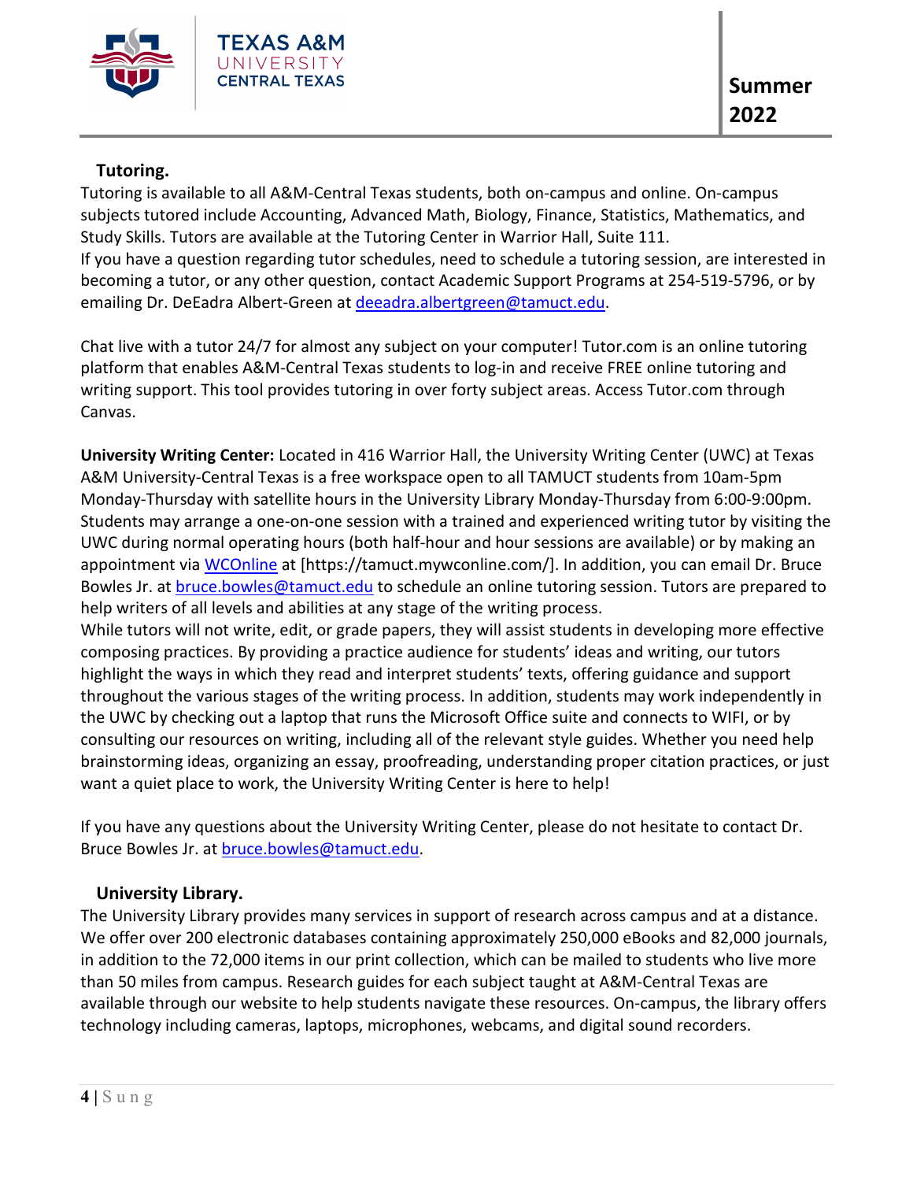**Tutoring.**

Tutoring is available to all A&M-Central Texas students, both on-campus and online. On-campus subjects tutored include Accounting, Advanced Math, Biology, Finance, Statistics, Mathematics, and Study Skills. Tutors are available at the Tutoring Center in Warrior Hall, Suite 111.
If you have a question regarding tutor schedules, need to schedule a tutoring session, are interested in becoming a tutor, or any other question, contact Academic Support Programs at 254-519-5796, or by emailing Dr. DeEadra Albert-Green at deeadra.albertgreen@tamuct.edu.

Chat live with a tutor 24/7 for almost any subject on your computer! Tutor.com is an online tutoring platform that enables A&M-Central Texas students to log-in and receive FREE online tutoring and writing support. This tool provides tutoring in over forty subject areas. Access Tutor.com through Canvas.

**University Writing Center:** Located in 416 Warrior Hall, the University Writing Center (UWC) at Texas A&M University-Central Texas is a free workspace open to all TAMUCT students from 10am-5pm Monday-Thursday with satellite hours in the University Library Monday-Thursday from 6:00-9:00pm. Students may arrange a one-on-one session with a trained and experienced writing tutor by visiting the UWC during normal operating hours (both half-hour and hour sessions are available) or by making an appointment via WCOnline at [https://tamuct.mywconline.com/]. In addition, you can email Dr. Bruce Bowles Jr. at bruce.bowles@tamuct.edu to schedule an online tutoring session. Tutors are prepared to help writers of all levels and abilities at any stage of the writing process.
While tutors will not write, edit, or grade papers, they will assist students in developing more effective composing practices. By providing a practice audience for students' ideas and writing, our tutors highlight the ways in which they read and interpret students' texts, offering guidance and support throughout the various stages of the writing process. In addition, students may work independently in the UWC by checking out a laptop that runs the Microsoft Office suite and connects to WIFI, or by consulting our resources on writing, including all of the relevant style guides. Whether you need help brainstorming ideas, organizing an essay, proofreading, understanding proper citation practices, or just want a quiet place to work, the University Writing Center is here to help!

If you have any questions about the University Writing Center, please do not hesitate to contact Dr. Bruce Bowles Jr. at bruce.bowles@tamuct.edu.

**University Library.**

The University Library provides many services in support of research across campus and at a distance. We offer over 200 electronic databases containing approximately 250,000 eBooks and 82,000 journals, in addition to the 72,000 items in our print collection, which can be mailed to students who live more than 50 miles from campus. Research guides for each subject taught at A&M-Central Texas are available through our website to help students navigate these resources. On-campus, the library offers technology including cameras, laptops, microphones, webcams, and digital sound recorders.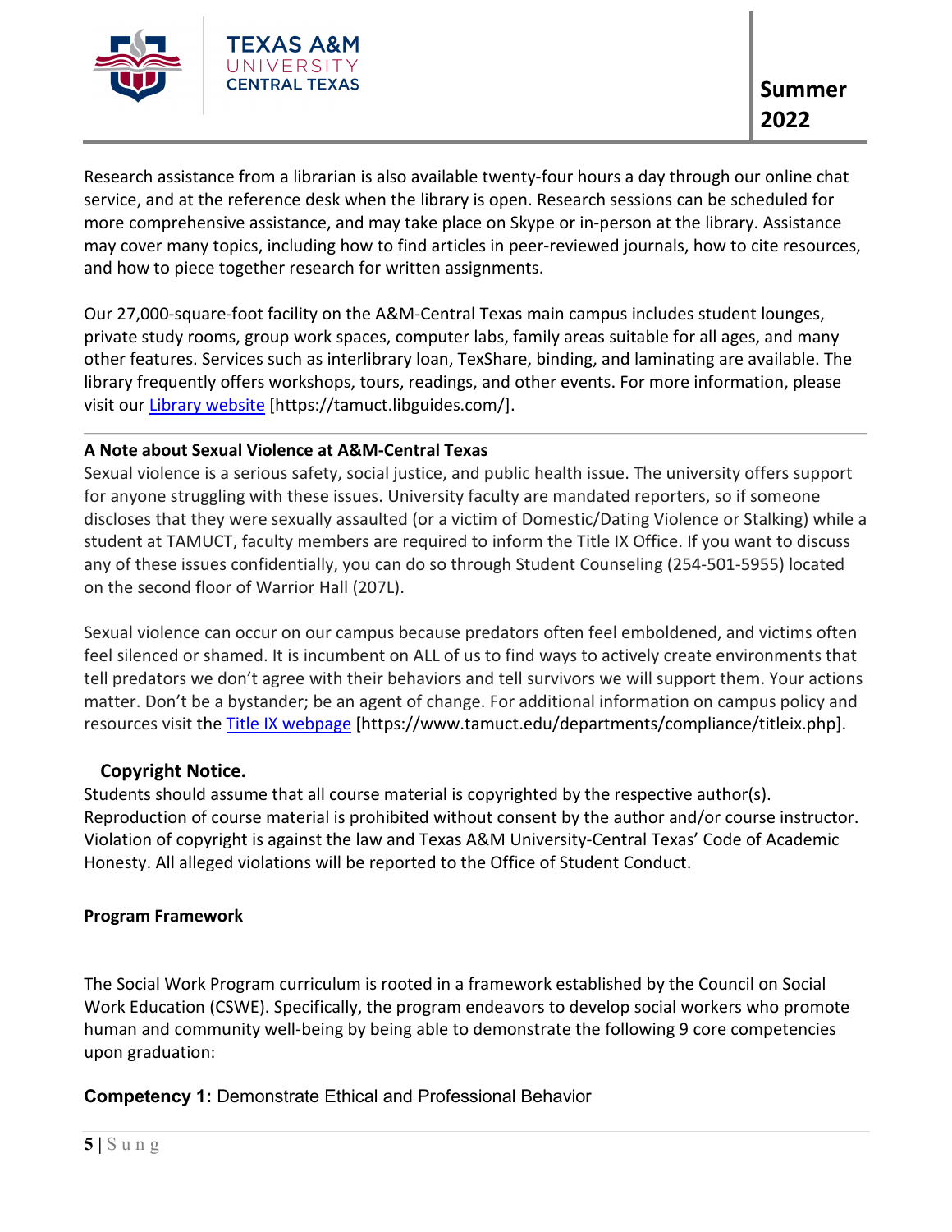Research assistance from a librarian is also available twenty-four hours a day through our online chat service, and at the reference desk when the library is open. Research sessions can be scheduled for more comprehensive assistance, and may take place on Skype or in-person at the library. Assistance may cover many topics, including how to find articles in peer-reviewed journals, how to cite resources, and how to piece together research for written assignments.

Our 27,000-square-foot facility on the A&M-Central Texas main campus includes student lounges, private study rooms, group work spaces, computer labs, family areas suitable for all ages, and many other features. Services such as interlibrary loan, TexShare, binding, and laminating are available. The library frequently offers workshops, tours, readings, and other events. For more information, please visit our [Library website](https://tamuct.libguides.com/) [https://tamuct.libguides.com/].

---

**A Note about Sexual Violence at A&M-Central Texas**

Sexual violence is a serious safety, social justice, and public health issue. The university offers support for anyone struggling with these issues. University faculty are mandated reporters, so if someone discloses that they were sexually assaulted (or a victim of Domestic/Dating Violence or Stalking) while a student at TAMUCT, faculty members are required to inform the Title IX Office. If you want to discuss any of these issues confidentially, you can do so through Student Counseling (254-501-5955) located on the second floor of Warrior Hall (207L).

Sexual violence can occur on our campus because predators often feel emboldened, and victims often feel silenced or shamed. It is incumbent on ALL of us to find ways to actively create environments that tell predators we don't agree with their behaviors and tell survivors we will support them. Your actions matter. Don't be a bystander; be an agent of change. For additional information on campus policy and resources visit the [Title IX webpage](https://www.tamuct.edu/departments/compliance/titleix.php) [https://www.tamuct.edu/departments/compliance/titleix.php].

**Copyright Notice.**

Students should assume that all course material is copyrighted by the respective author(s). Reproduction of course material is prohibited without consent by the author and/or course instructor. Violation of copyright is against the law and Texas A&M University-Central Texas' Code of Academic Honesty. All alleged violations will be reported to the Office of Student Conduct.

**Program Framework**

The Social Work Program curriculum is rooted in a framework established by the Council on Social Work Education (CSWE). Specifically, the program endeavors to develop social workers who promote human and community well-being by being able to demonstrate the following 9 core competencies upon graduation:

**Competency 1:** Demonstrate Ethical and Professional Behavior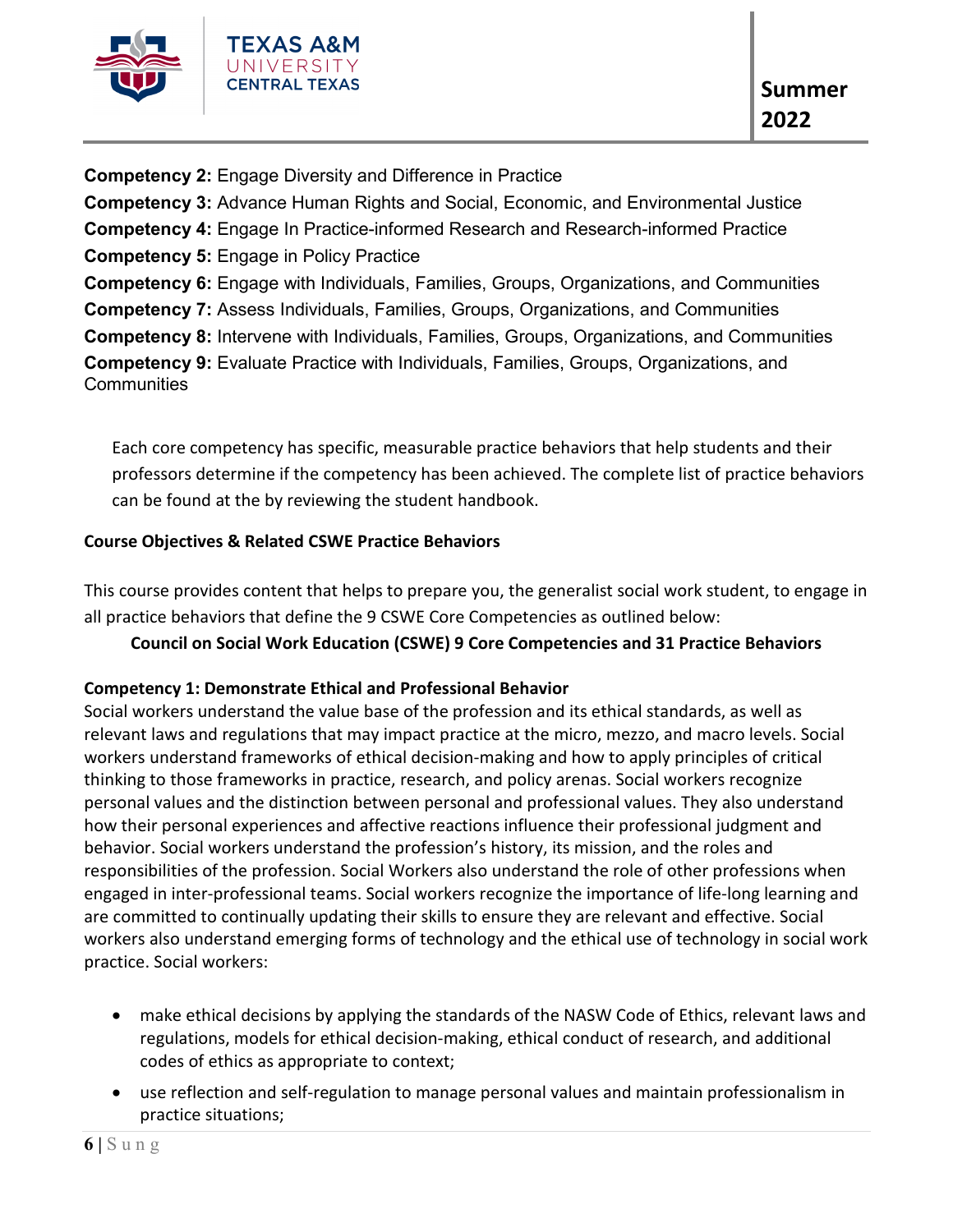**Competency 2:** Engage Diversity and Difference in Practice

**Competency 3:** Advance Human Rights and Social, Economic, and Environmental Justice

**Competency 4:** Engage In Practice-informed Research and Research-informed Practice

**Competency 5:** Engage in Policy Practice

**Competency 6:** Engage with Individuals, Families, Groups, Organizations, and Communities

**Competency 7:** Assess Individuals, Families, Groups, Organizations, and Communities

**Competency 8:** Intervene with Individuals, Families, Groups, Organizations, and Communities

**Competency 9:** Evaluate Practice with Individuals, Families, Groups, Organizations, and Communities

Each core competency has specific, measurable practice behaviors that help students and their professors determine if the competency has been achieved. The complete list of practice behaviors can be found at the by reviewing the student handbook.

**Course Objectives & Related CSWE Practice Behaviors**

This course provides content that helps to prepare you, the generalist social work student, to engage in all practice behaviors that define the 9 CSWE Core Competencies as outlined below:

**Council on Social Work Education (CSWE) 9 Core Competencies and 31 Practice Behaviors**

**Competency 1: Demonstrate Ethical and Professional Behavior**

Social workers understand the value base of the profession and its ethical standards, as well as relevant laws and regulations that may impact practice at the micro, mezzo, and macro levels. Social workers understand frameworks of ethical decision-making and how to apply principles of critical thinking to those frameworks in practice, research, and policy arenas. Social workers recognize personal values and the distinction between personal and professional values. They also understand how their personal experiences and affective reactions influence their professional judgment and behavior. Social workers understand the profession's history, its mission, and the roles and responsibilities of the profession. Social Workers also understand the role of other professions when engaged in inter-professional teams. Social workers recognize the importance of life-long learning and are committed to continually updating their skills to ensure they are relevant and effective. Social workers also understand emerging forms of technology and the ethical use of technology in social work practice. Social workers:

- make ethical decisions by applying the standards of the NASW Code of Ethics, relevant laws and regulations, models for ethical decision-making, ethical conduct of research, and additional codes of ethics as appropriate to context;
- use reflection and self-regulation to manage personal values and maintain professionalism in practice situations;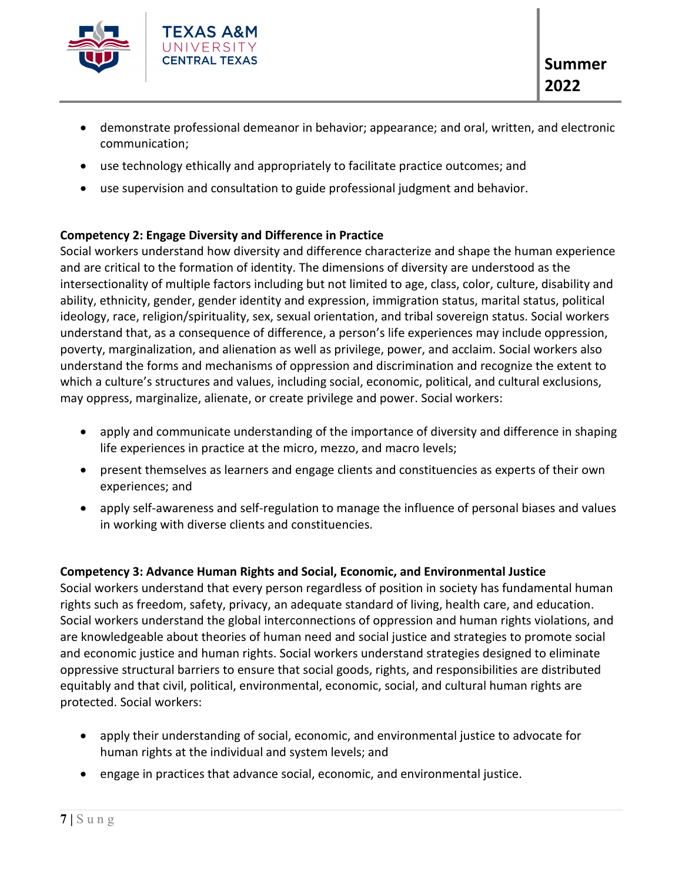- demonstrate professional demeanor in behavior; appearance; and oral, written, and electronic communication;
- use technology ethically and appropriately to facilitate practice outcomes; and
- use supervision and consultation to guide professional judgment and behavior.

**Competency 2: Engage Diversity and Difference in Practice**

Social workers understand how diversity and difference characterize and shape the human experience and are critical to the formation of identity. The dimensions of diversity are understood as the intersectionality of multiple factors including but not limited to age, class, color, culture, disability and ability, ethnicity, gender, gender identity and expression, immigration status, marital status, political ideology, race, religion/spirituality, sex, sexual orientation, and tribal sovereign status. Social workers understand that, as a consequence of difference, a person's life experiences may include oppression, poverty, marginalization, and alienation as well as privilege, power, and acclaim. Social workers also understand the forms and mechanisms of oppression and discrimination and recognize the extent to which a culture's structures and values, including social, economic, political, and cultural exclusions, may oppress, marginalize, alienate, or create privilege and power. Social workers:

- apply and communicate understanding of the importance of diversity and difference in shaping life experiences in practice at the micro, mezzo, and macro levels;
- present themselves as learners and engage clients and constituencies as experts of their own experiences; and
- apply self-awareness and self-regulation to manage the influence of personal biases and values in working with diverse clients and constituencies.

**Competency 3: Advance Human Rights and Social, Economic, and Environmental Justice**

Social workers understand that every person regardless of position in society has fundamental human rights such as freedom, safety, privacy, an adequate standard of living, health care, and education. Social workers understand the global interconnections of oppression and human rights violations, and are knowledgeable about theories of human need and social justice and strategies to promote social and economic justice and human rights. Social workers understand strategies designed to eliminate oppressive structural barriers to ensure that social goods, rights, and responsibilities are distributed equitably and that civil, political, environmental, economic, social, and cultural human rights are protected. Social workers:

- apply their understanding of social, economic, and environmental justice to advocate for human rights at the individual and system levels; and
- engage in practices that advance social, economic, and environmental justice.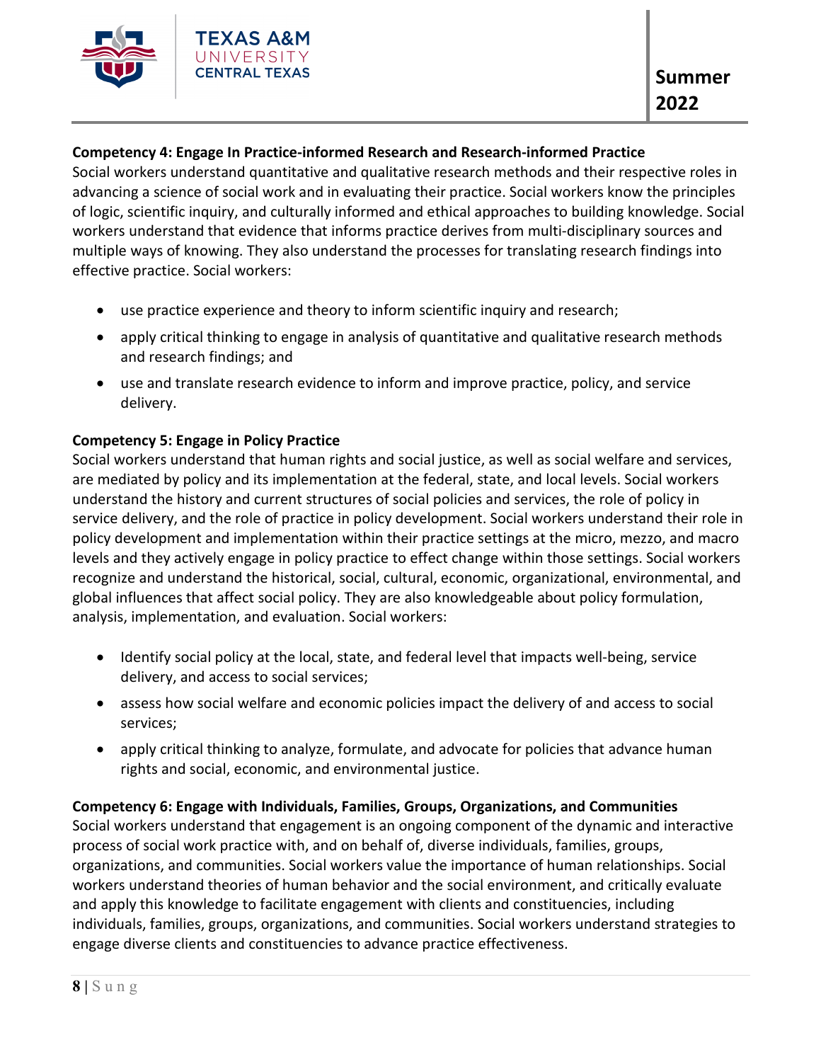**Competency 4: Engage In Practice-informed Research and Research-informed Practice**
Social workers understand quantitative and qualitative research methods and their respective roles in advancing a science of social work and in evaluating their practice. Social workers know the principles of logic, scientific inquiry, and culturally informed and ethical approaches to building knowledge. Social workers understand that evidence that informs practice derives from multi-disciplinary sources and multiple ways of knowing. They also understand the processes for translating research findings into effective practice. Social workers:

- use practice experience and theory to inform scientific inquiry and research;
- apply critical thinking to engage in analysis of quantitative and qualitative research methods and research findings; and
- use and translate research evidence to inform and improve practice, policy, and service delivery.

**Competency 5: Engage in Policy Practice**
Social workers understand that human rights and social justice, as well as social welfare and services, are mediated by policy and its implementation at the federal, state, and local levels. Social workers understand the history and current structures of social policies and services, the role of policy in service delivery, and the role of practice in policy development. Social workers understand their role in policy development and implementation within their practice settings at the micro, mezzo, and macro levels and they actively engage in policy practice to effect change within those settings. Social workers recognize and understand the historical, social, cultural, economic, organizational, environmental, and global influences that affect social policy. They are also knowledgeable about policy formulation, analysis, implementation, and evaluation. Social workers:

- Identify social policy at the local, state, and federal level that impacts well-being, service delivery, and access to social services;
- assess how social welfare and economic policies impact the delivery of and access to social services;
- apply critical thinking to analyze, formulate, and advocate for policies that advance human rights and social, economic, and environmental justice.

**Competency 6: Engage with Individuals, Families, Groups, Organizations, and Communities**
Social workers understand that engagement is an ongoing component of the dynamic and interactive process of social work practice with, and on behalf of, diverse individuals, families, groups, organizations, and communities. Social workers value the importance of human relationships. Social workers understand theories of human behavior and the social environment, and critically evaluate and apply this knowledge to facilitate engagement with clients and constituencies, including individuals, families, groups, organizations, and communities. Social workers understand strategies to engage diverse clients and constituencies to advance practice effectiveness.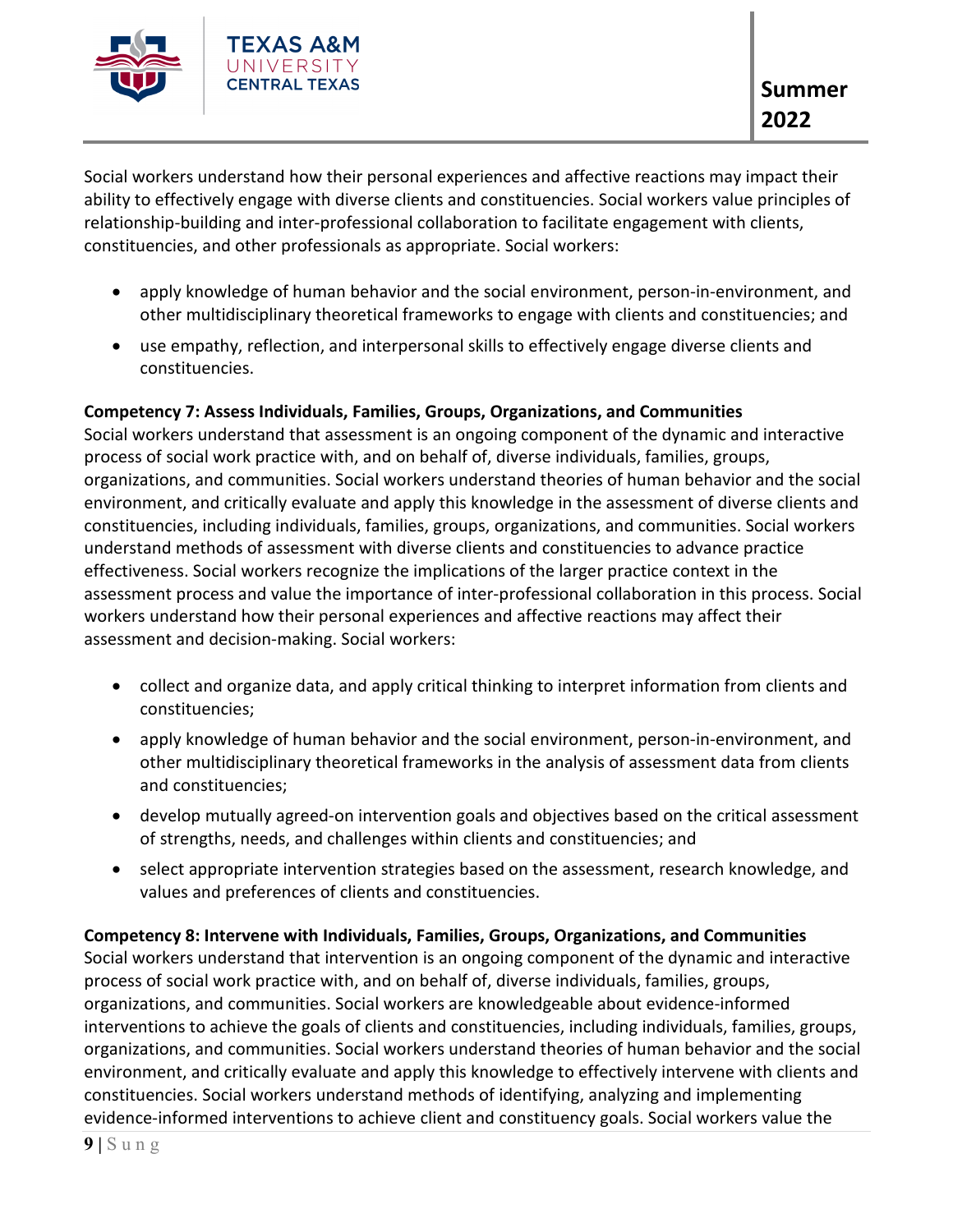Social workers understand how their personal experiences and affective reactions may impact their ability to effectively engage with diverse clients and constituencies. Social workers value principles of relationship-building and inter-professional collaboration to facilitate engagement with clients, constituencies, and other professionals as appropriate. Social workers:

- apply knowledge of human behavior and the social environment, person-in-environment, and other multidisciplinary theoretical frameworks to engage with clients and constituencies; and
- use empathy, reflection, and interpersonal skills to effectively engage diverse clients and constituencies.

**Competency 7: Assess Individuals, Families, Groups, Organizations, and Communities**
Social workers understand that assessment is an ongoing component of the dynamic and interactive process of social work practice with, and on behalf of, diverse individuals, families, groups, organizations, and communities. Social workers understand theories of human behavior and the social environment, and critically evaluate and apply this knowledge in the assessment of diverse clients and constituencies, including individuals, families, groups, organizations, and communities. Social workers understand methods of assessment with diverse clients and constituencies to advance practice effectiveness. Social workers recognize the implications of the larger practice context in the assessment process and value the importance of inter-professional collaboration in this process. Social workers understand how their personal experiences and affective reactions may affect their assessment and decision-making. Social workers:

- collect and organize data, and apply critical thinking to interpret information from clients and constituencies;
- apply knowledge of human behavior and the social environment, person-in-environment, and other multidisciplinary theoretical frameworks in the analysis of assessment data from clients and constituencies;
- develop mutually agreed-on intervention goals and objectives based on the critical assessment of strengths, needs, and challenges within clients and constituencies; and
- select appropriate intervention strategies based on the assessment, research knowledge, and values and preferences of clients and constituencies.

**Competency 8: Intervene with Individuals, Families, Groups, Organizations, and Communities**
Social workers understand that intervention is an ongoing component of the dynamic and interactive process of social work practice with, and on behalf of, diverse individuals, families, groups, organizations, and communities. Social workers are knowledgeable about evidence-informed interventions to achieve the goals of clients and constituencies, including individuals, families, groups, organizations, and communities. Social workers understand theories of human behavior and the social environment, and critically evaluate and apply this knowledge to effectively intervene with clients and constituencies. Social workers understand methods of identifying, analyzing and implementing evidence-informed interventions to achieve client and constituency goals. Social workers value the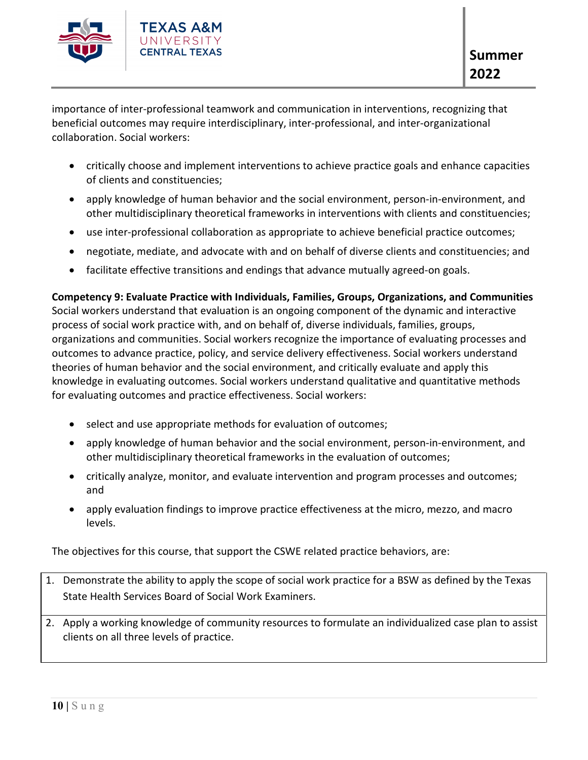importance of inter-professional teamwork and communication in interventions, recognizing that beneficial outcomes may require interdisciplinary, inter-professional, and inter-organizational collaboration. Social workers:

- critically choose and implement interventions to achieve practice goals and enhance capacities of clients and constituencies;
- apply knowledge of human behavior and the social environment, person-in-environment, and other multidisciplinary theoretical frameworks in interventions with clients and constituencies;
- use inter-professional collaboration as appropriate to achieve beneficial practice outcomes;
- negotiate, mediate, and advocate with and on behalf of diverse clients and constituencies; and
- facilitate effective transitions and endings that advance mutually agreed-on goals.

**Competency 9: Evaluate Practice with Individuals, Families, Groups, Organizations, and Communities**
Social workers understand that evaluation is an ongoing component of the dynamic and interactive process of social work practice with, and on behalf of, diverse individuals, families, groups, organizations and communities. Social workers recognize the importance of evaluating processes and outcomes to advance practice, policy, and service delivery effectiveness. Social workers understand theories of human behavior and the social environment, and critically evaluate and apply this knowledge in evaluating outcomes. Social workers understand qualitative and quantitative methods for evaluating outcomes and practice effectiveness. Social workers:

- select and use appropriate methods for evaluation of outcomes;
- apply knowledge of human behavior and the social environment, person-in-environment, and other multidisciplinary theoretical frameworks in the evaluation of outcomes;
- critically analyze, monitor, and evaluate intervention and program processes and outcomes; and
- apply evaluation findings to improve practice effectiveness at the micro, mezzo, and macro levels.

The objectives for this course, that support the CSWE related practice behaviors, are:

1. Demonstrate the ability to apply the scope of social work practice for a BSW as defined by the Texas State Health Services Board of Social Work Examiners.
2. Apply a working knowledge of community resources to formulate an individualized case plan to assist clients on all three levels of practice.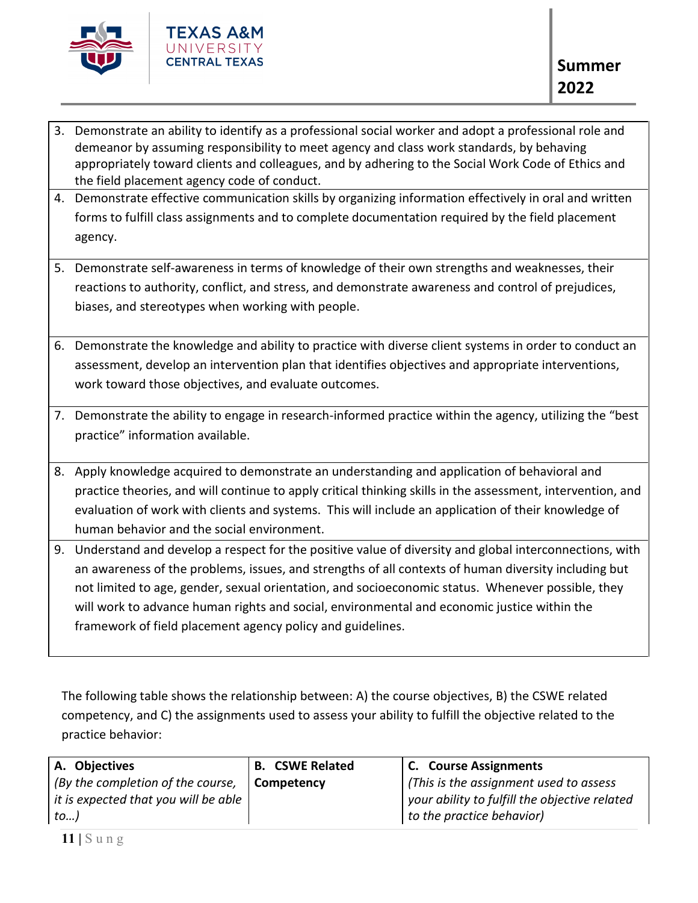3. Demonstrate an ability to identify as a professional social worker and adopt a professional role and demeanor by assuming responsibility to meet agency and class work standards, by behaving appropriately toward clients and colleagues, and by adhering to the Social Work Code of Ethics and the field placement agency code of conduct.
4. Demonstrate effective communication skills by organizing information effectively in oral and written forms to fulfill class assignments and to complete documentation required by the field placement agency.
5. Demonstrate self-awareness in terms of knowledge of their own strengths and weaknesses, their reactions to authority, conflict, and stress, and demonstrate awareness and control of prejudices, biases, and stereotypes when working with people.
6. Demonstrate the knowledge and ability to practice with diverse client systems in order to conduct an assessment, develop an intervention plan that identifies objectives and appropriate interventions, work toward those objectives, and evaluate outcomes.
7. Demonstrate the ability to engage in research-informed practice within the agency, utilizing the "best practice" information available.
8. Apply knowledge acquired to demonstrate an understanding and application of behavioral and practice theories, and will continue to apply critical thinking skills in the assessment, intervention, and evaluation of work with clients and systems. This will include an application of their knowledge of human behavior and the social environment.
9. Understand and develop a respect for the positive value of diversity and global interconnections, with an awareness of the problems, issues, and strengths of all contexts of human diversity including but not limited to age, gender, sexual orientation, and socioeconomic status. Whenever possible, they will work to advance human rights and social, environmental and economic justice within the framework of field placement agency policy and guidelines.

The following table shows the relationship between: A) the course objectives, B) the CSWE related competency, and C) the assignments used to assess your ability to fulfill the objective related to the practice behavior:

| **A. Objectives** *(By the completion of the course, it is expected that you will be able to…)* | **B. CSWE Related Competency** | **C. Course Assignments** *(This is the assignment used to assess your ability to fulfill the objective related to the practice behavior)* |
|---|---|---|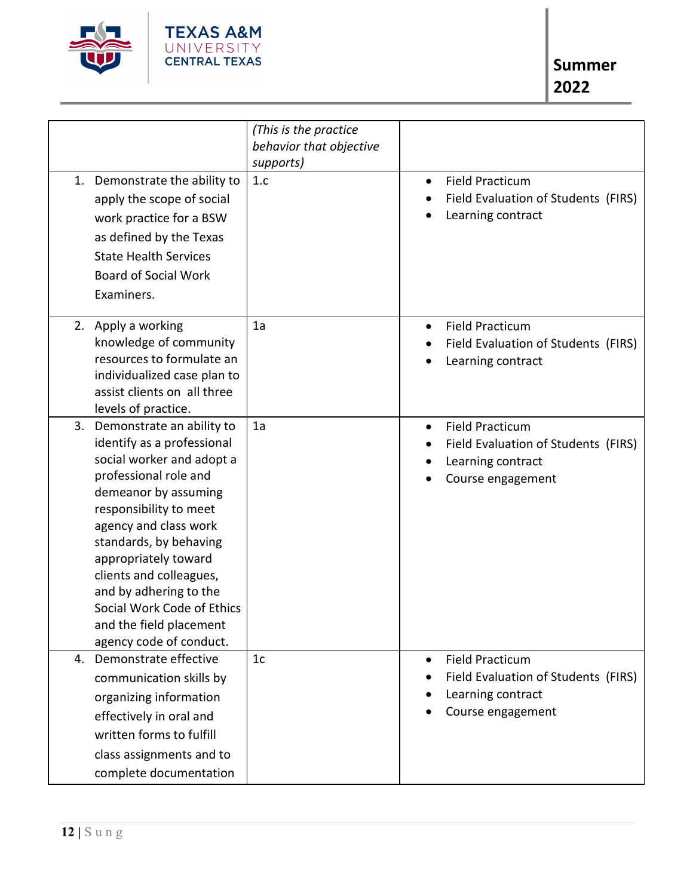| | (*This is the practice behavior that objective supports)* | |
|---|---|---|
| 1. Demonstrate the ability to apply the scope of social work practice for a BSW as defined by the Texas State Health Services Board of Social Work Examiners. | 1.c | • Field Practicum<br>• Field Evaluation of Students (FIRS)<br>• Learning contract |
| 2. Apply a working knowledge of community resources to formulate an individualized case plan to assist clients on all three levels of practice. | 1a | • Field Practicum<br>• Field Evaluation of Students (FIRS)<br>• Learning contract |
| 3. Demonstrate an ability to identify as a professional social worker and adopt a professional role and demeanor by assuming responsibility to meet agency and class work standards, by behaving appropriately toward clients and colleagues, and by adhering to the Social Work Code of Ethics and the field placement agency code of conduct. | 1a | • Field Practicum<br>• Field Evaluation of Students (FIRS)<br>• Learning contract<br>• Course engagement |
| 4. Demonstrate effective communication skills by organizing information effectively in oral and written forms to fulfill class assignments and to complete documentation | 1c | • Field Practicum<br>• Field Evaluation of Students (FIRS)<br>• Learning contract<br>• Course engagement |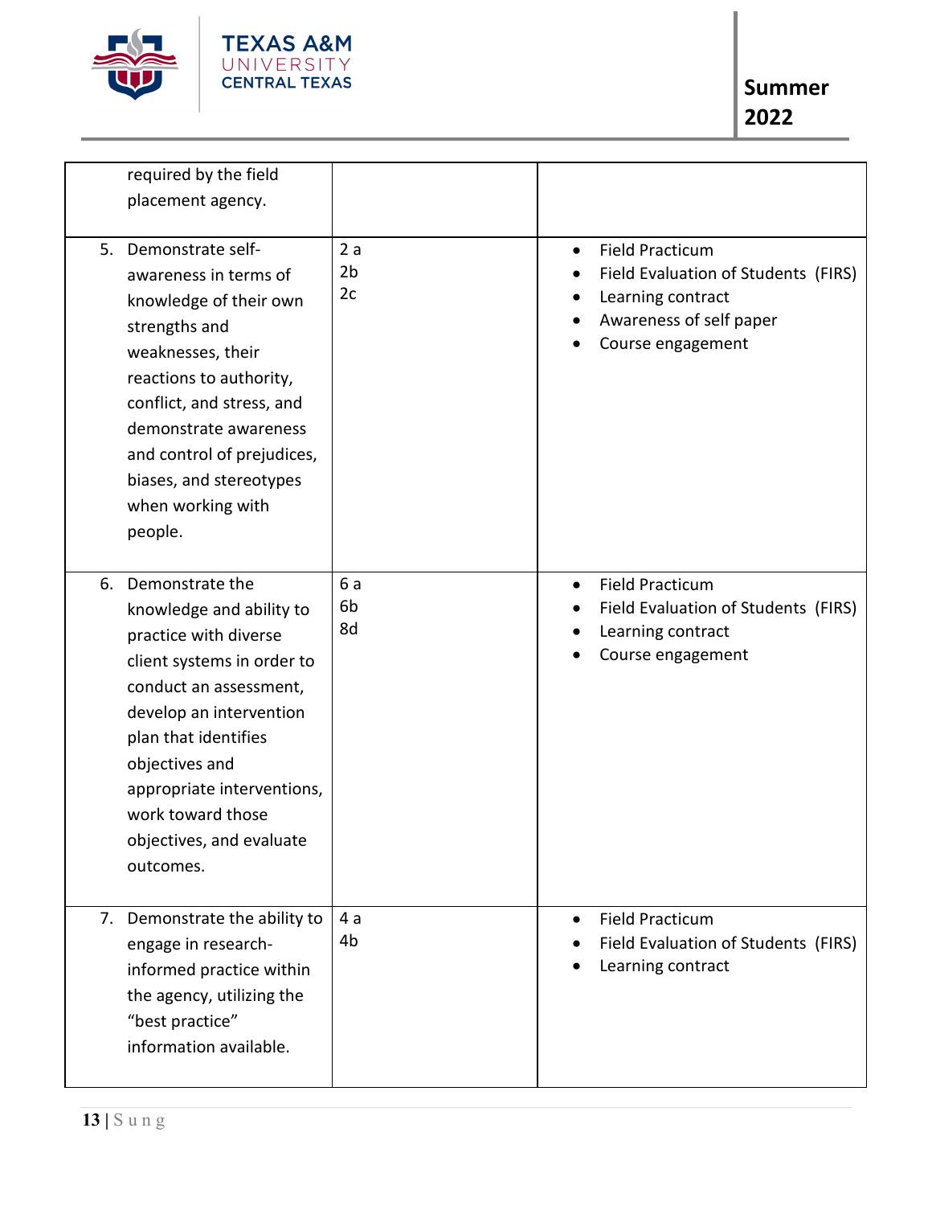| | | |
|---|---|---|
| required by the field placement agency. | | |
| 5. Demonstrate self-awareness in terms of knowledge of their own strengths and weaknesses, their reactions to authority, conflict, and stress, and demonstrate awareness and control of prejudices, biases, and stereotypes when working with people. | 2 a<br>2b<br>2c | • Field Practicum<br>• Field Evaluation of Students (FIRS)<br>• Learning contract<br>• Awareness of self paper<br>• Course engagement |
| 6. Demonstrate the knowledge and ability to practice with diverse client systems in order to conduct an assessment, develop an intervention plan that identifies objectives and appropriate interventions, work toward those objectives, and evaluate outcomes. | 6 a<br>6b<br>8d | • Field Practicum<br>• Field Evaluation of Students (FIRS)<br>• Learning contract<br>• Course engagement |
| 7. Demonstrate the ability to engage in research-informed practice within the agency, utilizing the "best practice" information available. | 4 a<br>4b | • Field Practicum<br>• Field Evaluation of Students (FIRS)<br>• Learning contract |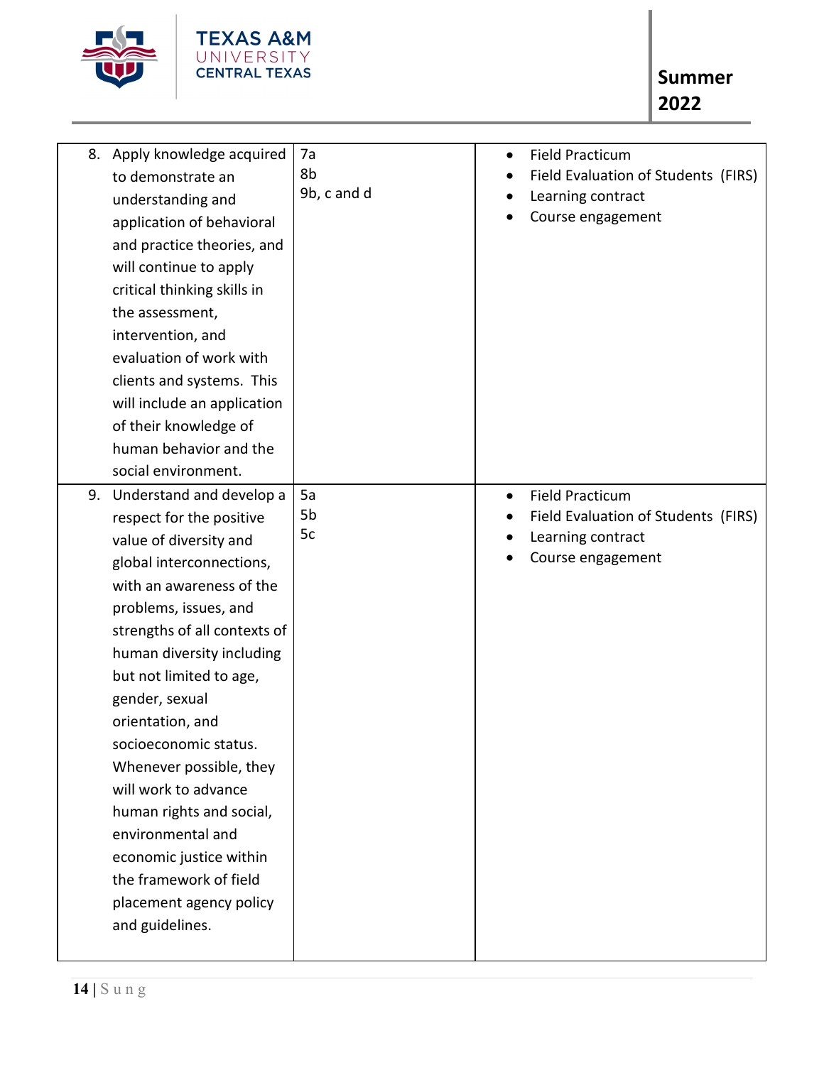|  |  |  |
|---|---|---|
| 8. Apply knowledge acquired to demonstrate an understanding and application of behavioral and practice theories, and will continue to apply critical thinking skills in the assessment, intervention, and evaluation of work with clients and systems. This will include an application of their knowledge of human behavior and the social environment. | 7a<br>8b<br>9b, c and d | • Field Practicum<br>• Field Evaluation of Students (FIRS)<br>• Learning contract<br>• Course engagement |
| 9. Understand and develop a respect for the positive value of diversity and global interconnections, with an awareness of the problems, issues, and strengths of all contexts of human diversity including but not limited to age, gender, sexual orientation, and socioeconomic status. Whenever possible, they will work to advance human rights and social, environmental and economic justice within the framework of field placement agency policy and guidelines. | 5a<br>5b<br>5c | • Field Practicum<br>• Field Evaluation of Students (FIRS)<br>• Learning contract<br>• Course engagement |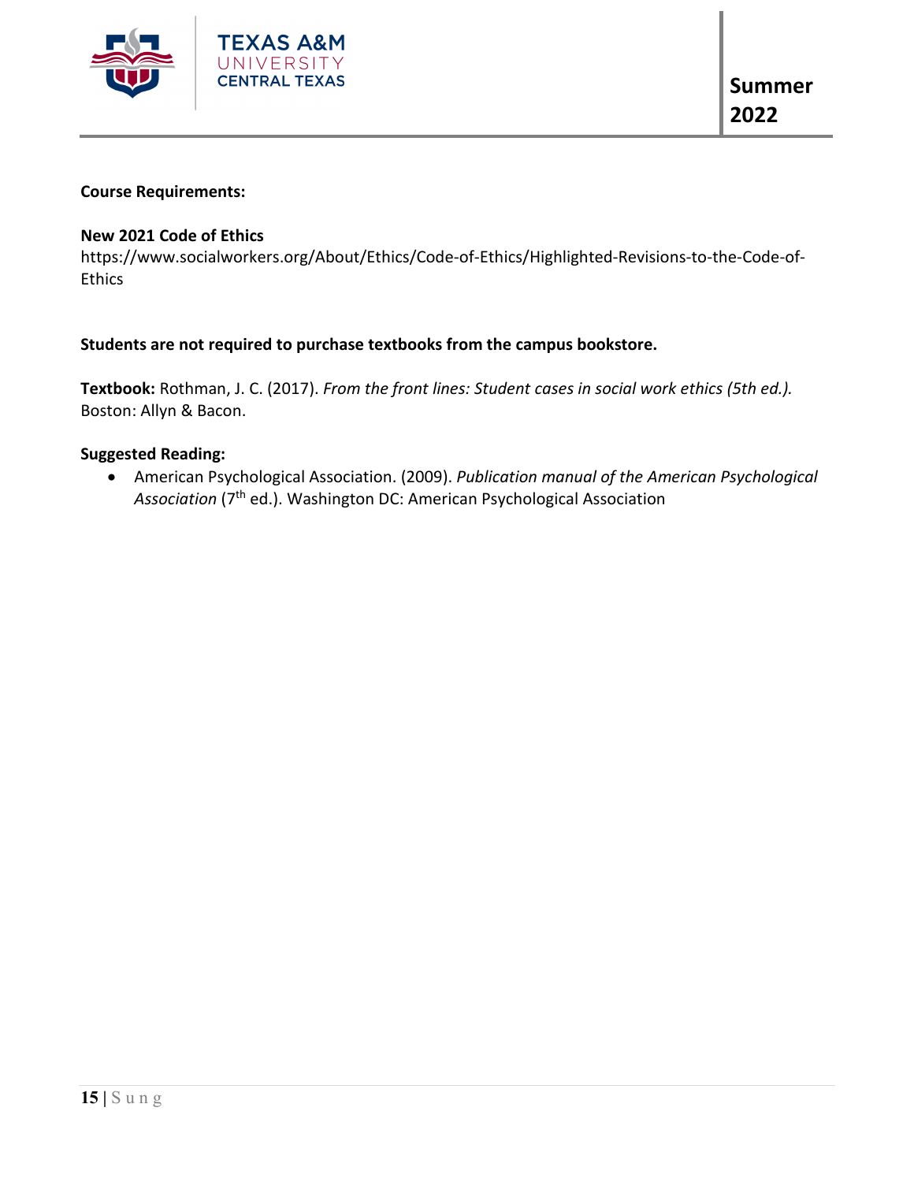**Course Requirements:**

**New 2021 Code of Ethics**
https://www.socialworkers.org/About/Ethics/Code-of-Ethics/Highlighted-Revisions-to-the-Code-of-Ethics

**Students are not required to purchase textbooks from the campus bookstore.**

**Textbook:** Rothman, J. C. (2017). *From the front lines: Student cases in social work ethics (5th ed.).* Boston: Allyn & Bacon.

**Suggested Reading:**

- American Psychological Association. (2009). *Publication manual of the American Psychological Association* (7th ed.). Washington DC: American Psychological Association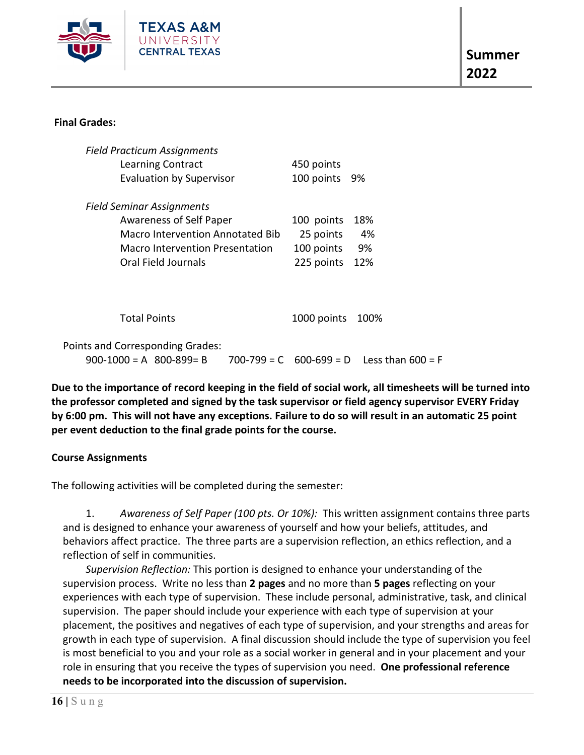**Final Grades:**

| | | |
|---|---|---|
| *Field Practicum Assignments* | | |
| Learning Contract | 450 points | |
| Evaluation by Supervisor | 100 points | 9% |
| *Field Seminar Assignments* | | |
| Awareness of Self Paper | 100 points | 18% |
| Macro Intervention Annotated Bib | 25 points | 4% |
| Macro Intervention Presentation | 100 points | 9% |
| Oral Field Journals | 225 points | 12% |
| Total Points | 1000 points | 100% |

Points and Corresponding Grades:
900-1000 = A 800-899= B 700-799 = C 600-699 = D Less than 600 = F

**Due to the importance of record keeping in the field of social work, all timesheets will be turned into the professor completed and signed by the task supervisor or field agency supervisor EVERY Friday by 6:00 pm. This will not have any exceptions. Failure to do so will result in an automatic 25 point per event deduction to the final grade points for the course.**

**Course Assignments**

The following activities will be completed during the semester:

1. *Awareness of Self Paper (100 pts. Or 10%):* This written assignment contains three parts and is designed to enhance your awareness of yourself and how your beliefs, attitudes, and behaviors affect practice. The three parts are a supervision reflection, an ethics reflection, and a reflection of self in communities.

   *Supervision Reflection:* This portion is designed to enhance your understanding of the supervision process. Write no less than **2 pages** and no more than **5 pages** reflecting on your experiences with each type of supervision. These include personal, administrative, task, and clinical supervision. The paper should include your experience with each type of supervision at your placement, the positives and negatives of each type of supervision, and your strengths and areas for growth in each type of supervision. A final discussion should include the type of supervision you feel is most beneficial to you and your role as a social worker in general and in your placement and your role in ensuring that you receive the types of supervision you need. **One professional reference needs to be incorporated into the discussion of supervision.**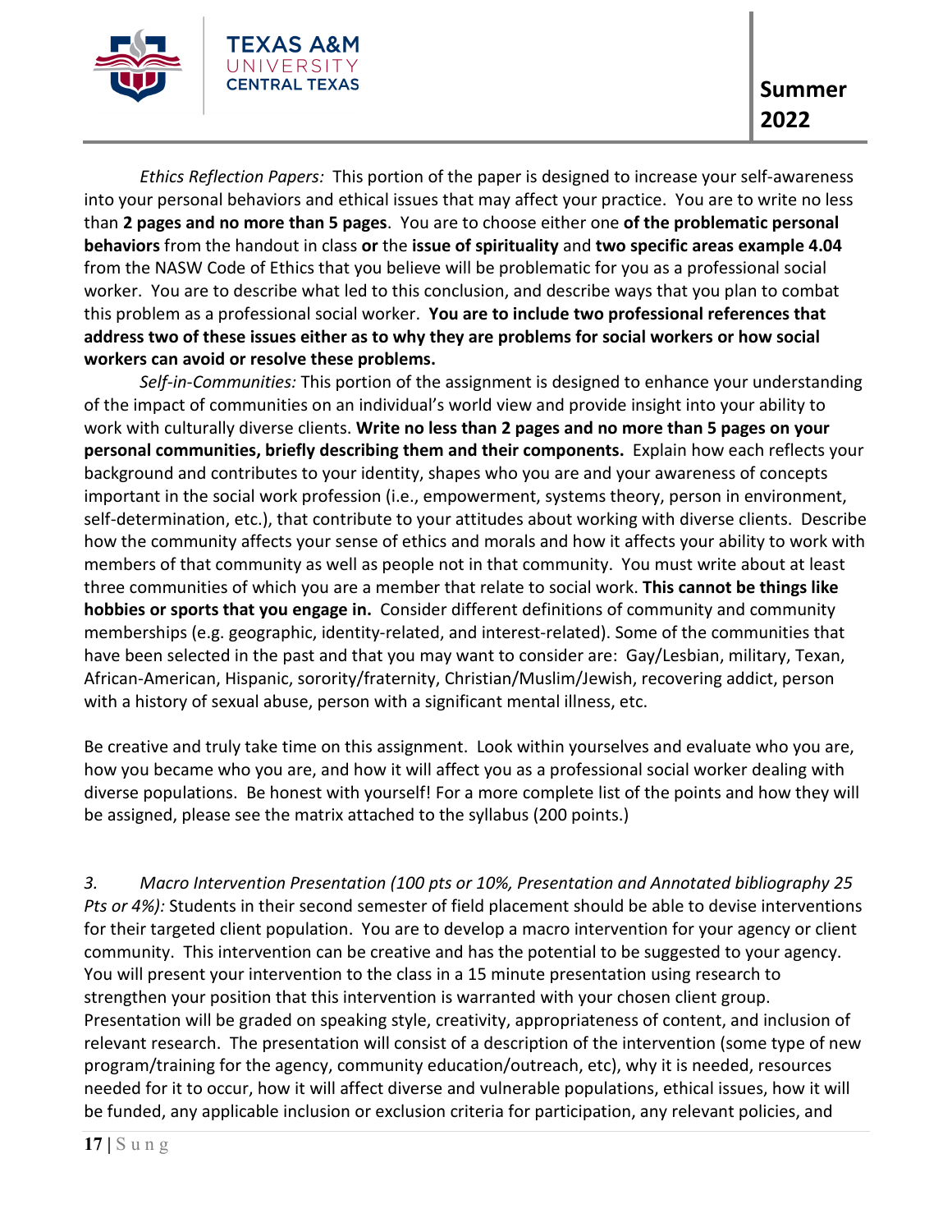*Ethics Reflection Papers:* This portion of the paper is designed to increase your self-awareness into your personal behaviors and ethical issues that may affect your practice. You are to write no less than **2 pages and no more than 5 pages**. You are to choose either one **of the problematic personal behaviors** from the handout in class **or** the **issue of spirituality** and **two specific areas example 4.04** from the NASW Code of Ethics that you believe will be problematic for you as a professional social worker. You are to describe what led to this conclusion, and describe ways that you plan to combat this problem as a professional social worker. **You are to include two professional references that address two of these issues either as to why they are problems for social workers or how social workers can avoid or resolve these problems.**

*Self-in-Communities:* This portion of the assignment is designed to enhance your understanding of the impact of communities on an individual's world view and provide insight into your ability to work with culturally diverse clients. **Write no less than 2 pages and no more than 5 pages on your personal communities, briefly describing them and their components.** Explain how each reflects your background and contributes to your identity, shapes who you are and your awareness of concepts important in the social work profession (i.e., empowerment, systems theory, person in environment, self-determination, etc.), that contribute to your attitudes about working with diverse clients. Describe how the community affects your sense of ethics and morals and how it affects your ability to work with members of that community as well as people not in that community. You must write about at least three communities of which you are a member that relate to social work. **This cannot be things like hobbies or sports that you engage in.** Consider different definitions of community and community memberships (e.g. geographic, identity-related, and interest-related). Some of the communities that have been selected in the past and that you may want to consider are: Gay/Lesbian, military, Texan, African-American, Hispanic, sorority/fraternity, Christian/Muslim/Jewish, recovering addict, person with a history of sexual abuse, person with a significant mental illness, etc.

Be creative and truly take time on this assignment. Look within yourselves and evaluate who you are, how you became who you are, and how it will affect you as a professional social worker dealing with diverse populations. Be honest with yourself! For a more complete list of the points and how they will be assigned, please see the matrix attached to the syllabus (200 points.)

3. *Macro Intervention Presentation (100 pts or 10%, Presentation and Annotated bibliography 25 Pts or 4%):* Students in their second semester of field placement should be able to devise interventions for their targeted client population. You are to develop a macro intervention for your agency or client community. This intervention can be creative and has the potential to be suggested to your agency. You will present your intervention to the class in a 15 minute presentation using research to strengthen your position that this intervention is warranted with your chosen client group. Presentation will be graded on speaking style, creativity, appropriateness of content, and inclusion of relevant research. The presentation will consist of a description of the intervention (some type of new program/training for the agency, community education/outreach, etc), why it is needed, resources needed for it to occur, how it will affect diverse and vulnerable populations, ethical issues, how it will be funded, any applicable inclusion or exclusion criteria for participation, any relevant policies, and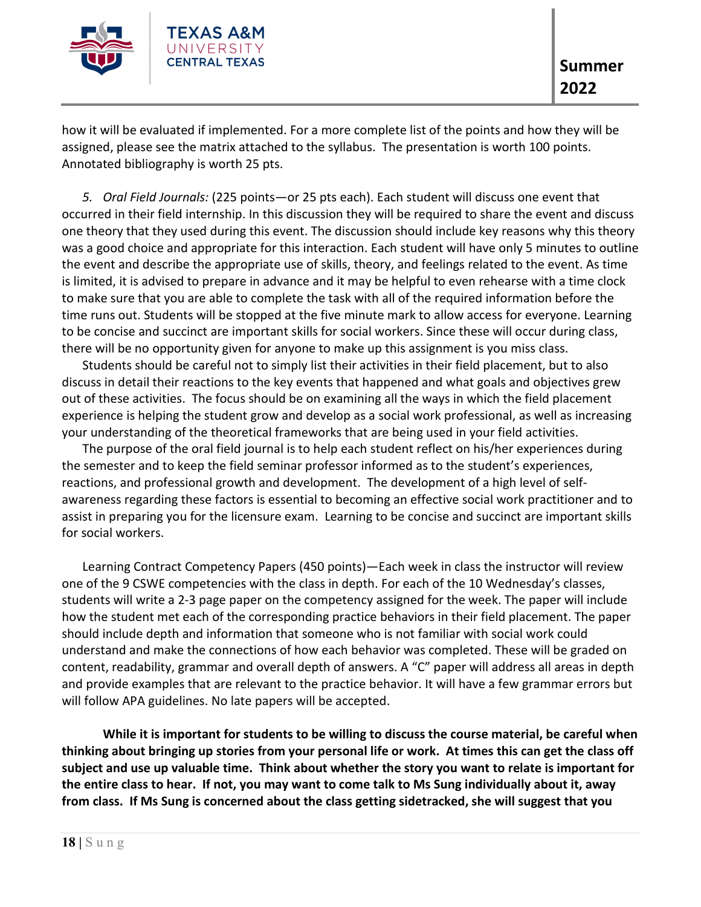how it will be evaluated if implemented. For a more complete list of the points and how they will be assigned, please see the matrix attached to the syllabus. The presentation is worth 100 points. Annotated bibliography is worth 25 pts.

5. *Oral Field Journals:* (225 points—or 25 pts each). Each student will discuss one event that occurred in their field internship. In this discussion they will be required to share the event and discuss one theory that they used during this event. The discussion should include key reasons why this theory was a good choice and appropriate for this interaction. Each student will have only 5 minutes to outline the event and describe the appropriate use of skills, theory, and feelings related to the event. As time is limited, it is advised to prepare in advance and it may be helpful to even rehearse with a time clock to make sure that you are able to complete the task with all of the required information before the time runs out. Students will be stopped at the five minute mark to allow access for everyone. Learning to be concise and succinct are important skills for social workers. Since these will occur during class, there will be no opportunity given for anyone to make up this assignment is you miss class.

Students should be careful not to simply list their activities in their field placement, but to also discuss in detail their reactions to the key events that happened and what goals and objectives grew out of these activities. The focus should be on examining all the ways in which the field placement experience is helping the student grow and develop as a social work professional, as well as increasing your understanding of the theoretical frameworks that are being used in your field activities.

The purpose of the oral field journal is to help each student reflect on his/her experiences during the semester and to keep the field seminar professor informed as to the student's experiences, reactions, and professional growth and development. The development of a high level of self-awareness regarding these factors is essential to becoming an effective social work practitioner and to assist in preparing you for the licensure exam. Learning to be concise and succinct are important skills for social workers.

Learning Contract Competency Papers (450 points)—Each week in class the instructor will review one of the 9 CSWE competencies with the class in depth. For each of the 10 Wednesday's classes, students will write a 2-3 page paper on the competency assigned for the week. The paper will include how the student met each of the corresponding practice behaviors in their field placement. The paper should include depth and information that someone who is not familiar with social work could understand and make the connections of how each behavior was completed. These will be graded on content, readability, grammar and overall depth of answers. A "C" paper will address all areas in depth and provide examples that are relevant to the practice behavior. It will have a few grammar errors but will follow APA guidelines. No late papers will be accepted.

**While it is important for students to be willing to discuss the course material, be careful when thinking about bringing up stories from your personal life or work. At times this can get the class off subject and use up valuable time. Think about whether the story you want to relate is important for the entire class to hear. If not, you may want to come talk to Ms Sung individually about it, away from class. If Ms Sung is concerned about the class getting sidetracked, she will suggest that you**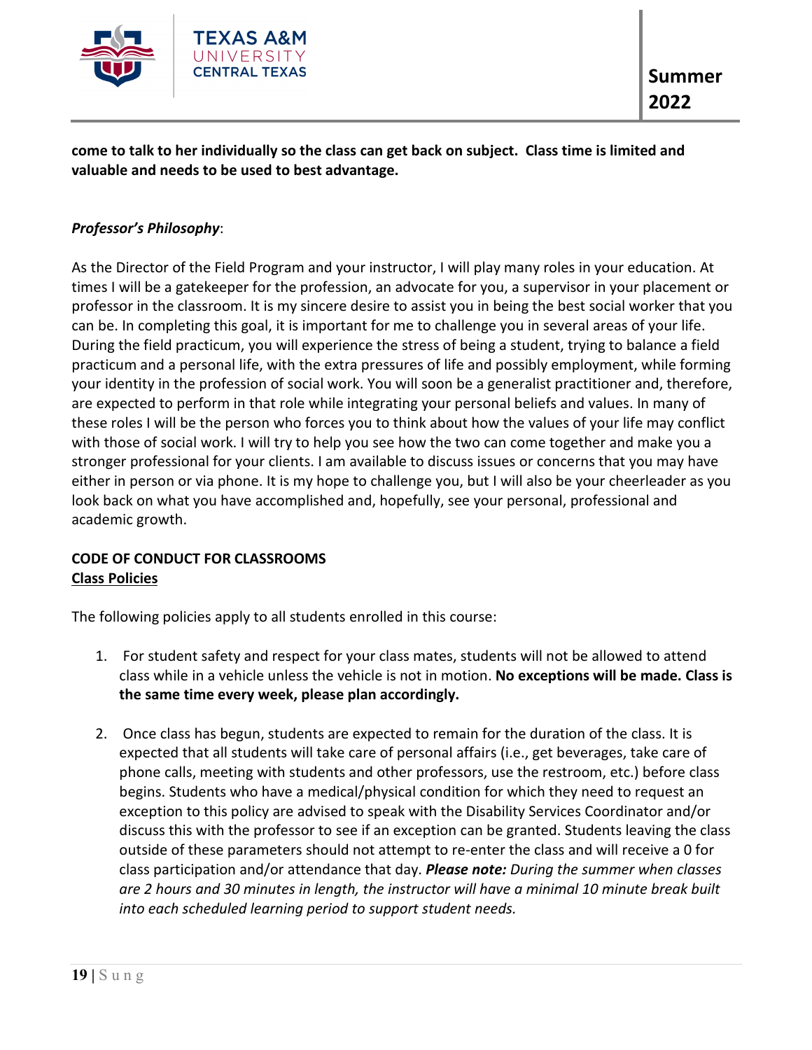**come to talk to her individually so the class can get back on subject. Class time is limited and valuable and needs to be used to best advantage.**

***Professor's Philosophy***:

As the Director of the Field Program and your instructor, I will play many roles in your education. At times I will be a gatekeeper for the profession, an advocate for you, a supervisor in your placement or professor in the classroom. It is my sincere desire to assist you in being the best social worker that you can be. In completing this goal, it is important for me to challenge you in several areas of your life. During the field practicum, you will experience the stress of being a student, trying to balance a field practicum and a personal life, with the extra pressures of life and possibly employment, while forming your identity in the profession of social work. You will soon be a generalist practitioner and, therefore, are expected to perform in that role while integrating your personal beliefs and values. In many of these roles I will be the person who forces you to think about how the values of your life may conflict with those of social work. I will try to help you see how the two can come together and make you a stronger professional for your clients. I am available to discuss issues or concerns that you may have either in person or via phone. It is my hope to challenge you, but I will also be your cheerleader as you look back on what you have accomplished and, hopefully, see your personal, professional and academic growth.

**CODE OF CONDUCT FOR CLASSROOMS**

**Class Policies**

The following policies apply to all students enrolled in this course:

1. For student safety and respect for your class mates, students will not be allowed to attend class while in a vehicle unless the vehicle is not in motion. **No exceptions will be made. Class is the same time every week, please plan accordingly.**

2. Once class has begun, students are expected to remain for the duration of the class. It is expected that all students will take care of personal affairs (i.e., get beverages, take care of phone calls, meeting with students and other professors, use the restroom, etc.) before class begins. Students who have a medical/physical condition for which they need to request an exception to this policy are advised to speak with the Disability Services Coordinator and/or discuss this with the professor to see if an exception can be granted. Students leaving the class outside of these parameters should not attempt to re-enter the class and will receive a 0 for class participation and/or attendance that day. ***Please note:*** *During the summer when classes are 2 hours and 30 minutes in length, the instructor will have a minimal 10 minute break built into each scheduled learning period to support student needs.*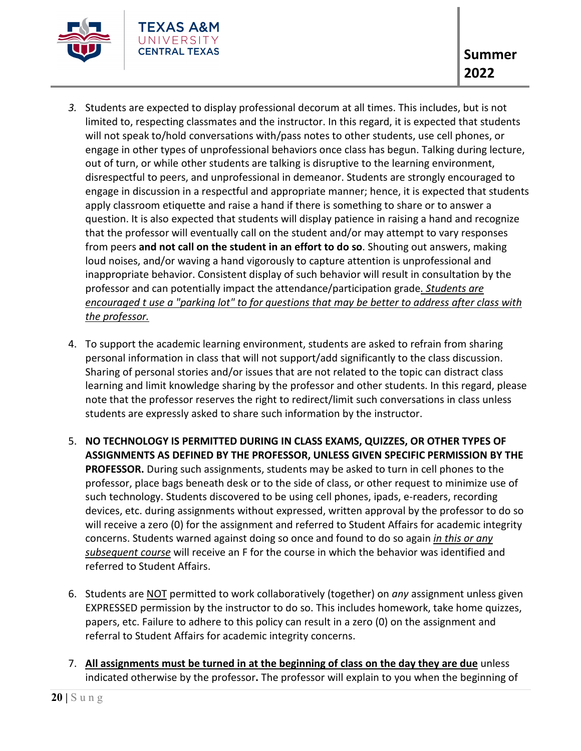*3.* Students are expected to display professional decorum at all times. This includes, but is not limited to, respecting classmates and the instructor. In this regard, it is expected that students will not speak to/hold conversations with/pass notes to other students, use cell phones, or engage in other types of unprofessional behaviors once class has begun. Talking during lecture, out of turn, or while other students are talking is disruptive to the learning environment, disrespectful to peers, and unprofessional in demeanor. Students are strongly encouraged to engage in discussion in a respectful and appropriate manner; hence, it is expected that students apply classroom etiquette and raise a hand if there is something to share or to answer a question. It is also expected that students will display patience in raising a hand and recognize that the professor will eventually call on the student and/or may attempt to vary responses from peers **and not call on the student in an effort to do so**. Shouting out answers, making loud noises, and/or waving a hand vigorously to capture attention is unprofessional and inappropriate behavior. Consistent display of such behavior will result in consultation by the professor and can potentially impact the attendance/participation grade*. Students are encouraged t use a "parking lot" to for questions that may be better to address after class with the professor.*

4. To support the academic learning environment, students are asked to refrain from sharing personal information in class that will not support/add significantly to the class discussion. Sharing of personal stories and/or issues that are not related to the topic can distract class learning and limit knowledge sharing by the professor and other students. In this regard, please note that the professor reserves the right to redirect/limit such conversations in class unless students are expressly asked to share such information by the instructor.

5. **NO TECHNOLOGY IS PERMITTED DURING IN CLASS EXAMS, QUIZZES, OR OTHER TYPES OF ASSIGNMENTS AS DEFINED BY THE PROFESSOR, UNLESS GIVEN SPECIFIC PERMISSION BY THE PROFESSOR.** During such assignments, students may be asked to turn in cell phones to the professor, place bags beneath desk or to the side of class, or other request to minimize use of such technology. Students discovered to be using cell phones, ipads, e-readers, recording devices, etc. during assignments without expressed, written approval by the professor to do so will receive a zero (0) for the assignment and referred to Student Affairs for academic integrity concerns. Students warned against doing so once and found to do so again *in this or any subsequent course* will receive an F for the course in which the behavior was identified and referred to Student Affairs.

6. Students are NOT permitted to work collaboratively (together) on *any* assignment unless given EXPRESSED permission by the instructor to do so. This includes homework, take home quizzes, papers, etc. Failure to adhere to this policy can result in a zero (0) on the assignment and referral to Student Affairs for academic integrity concerns.

7. **All assignments must be turned in at the beginning of class on the day they are due** unless indicated otherwise by the professor**.** The professor will explain to you when the beginning of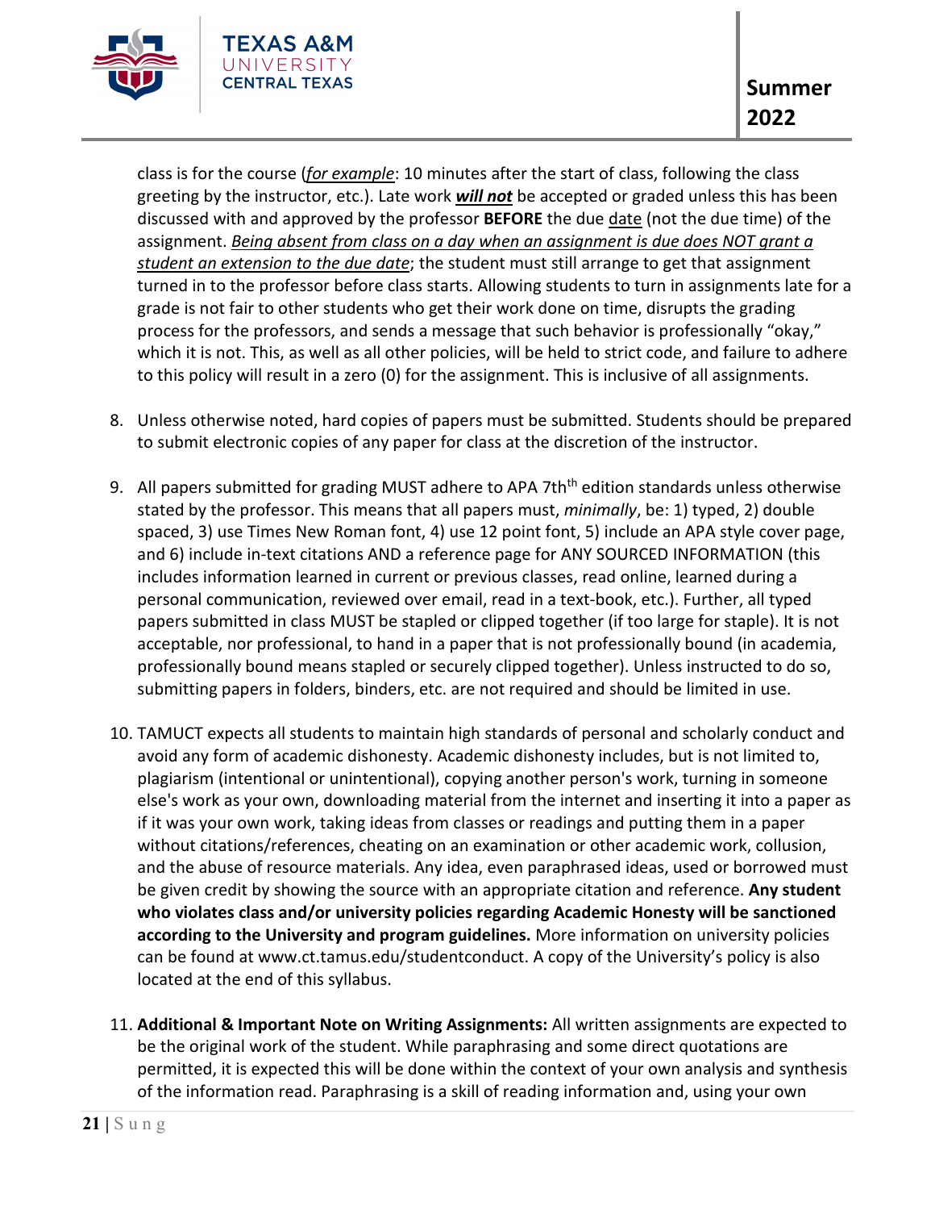class is for the course (*<u>for example</u>*: 10 minutes after the start of class, following the class greeting by the instructor, etc.). Late work ***<u>will not</u>*** be accepted or graded unless this has been discussed with and approved by the professor **BEFORE** the due <u>date</u> (not the due time) of the assignment. *<u>Being absent from class on a day when an assignment is due does NOT grant a student an extension to the due date</u>*; the student must still arrange to get that assignment turned in to the professor before class starts. Allowing students to turn in assignments late for a grade is not fair to other students who get their work done on time, disrupts the grading process for the professors, and sends a message that such behavior is professionally "okay," which it is not. This, as well as all other policies, will be held to strict code, and failure to adhere to this policy will result in a zero (0) for the assignment. This is inclusive of all assignments.

8. Unless otherwise noted, hard copies of papers must be submitted. Students should be prepared to submit electronic copies of any paper for class at the discretion of the instructor.

9. All papers submitted for grading MUST adhere to APA 7th[th] edition standards unless otherwise stated by the professor. This means that all papers must, *minimally*, be: 1) typed, 2) double spaced, 3) use Times New Roman font, 4) use 12 point font, 5) include an APA style cover page, and 6) include in-text citations AND a reference page for ANY SOURCED INFORMATION (this includes information learned in current or previous classes, read online, learned during a personal communication, reviewed over email, read in a text-book, etc.). Further, all typed papers submitted in class MUST be stapled or clipped together (if too large for staple). It is not acceptable, nor professional, to hand in a paper that is not professionally bound (in academia, professionally bound means stapled or securely clipped together). Unless instructed to do so, submitting papers in folders, binders, etc. are not required and should be limited in use.

10. TAMUCT expects all students to maintain high standards of personal and scholarly conduct and avoid any form of academic dishonesty. Academic dishonesty includes, but is not limited to, plagiarism (intentional or unintentional), copying another person's work, turning in someone else's work as your own, downloading material from the internet and inserting it into a paper as if it was your own work, taking ideas from classes or readings and putting them in a paper without citations/references, cheating on an examination or other academic work, collusion, and the abuse of resource materials. Any idea, even paraphrased ideas, used or borrowed must be given credit by showing the source with an appropriate citation and reference. **Any student who violates class and/or university policies regarding Academic Honesty will be sanctioned according to the University and program guidelines.** More information on university policies can be found at www.ct.tamus.edu/studentconduct. A copy of the University's policy is also located at the end of this syllabus.

11. **Additional & Important Note on Writing Assignments:** All written assignments are expected to be the original work of the student. While paraphrasing and some direct quotations are permitted, it is expected this will be done within the context of your own analysis and synthesis of the information read. Paraphrasing is a skill of reading information and, using your own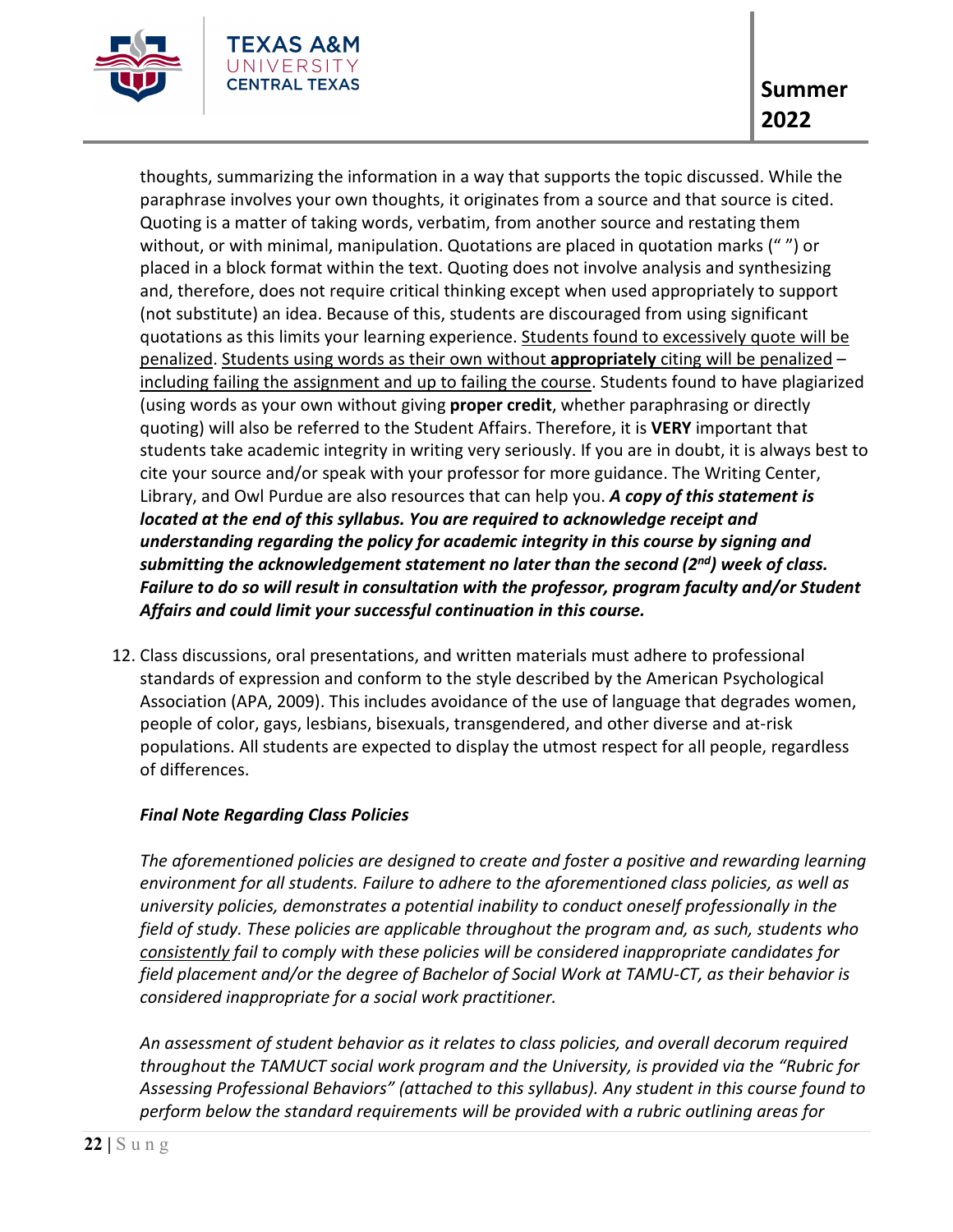thoughts, summarizing the information in a way that supports the topic discussed. While the paraphrase involves your own thoughts, it originates from a source and that source is cited. Quoting is a matter of taking words, verbatim, from another source and restating them without, or with minimal, manipulation. Quotations are placed in quotation marks (" ") or placed in a block format within the text. Quoting does not involve analysis and synthesizing and, therefore, does not require critical thinking except when used appropriately to support (not substitute) an idea. Because of this, students are discouraged from using significant quotations as this limits your learning experience. <u>Students found to excessively quote will be penalized</u>. <u>Students using words as their own without **appropriately** citing will be penalized</u> – <u>including failing the assignment and up to failing the course</u>. Students found to have plagiarized (using words as your own without giving **proper credit**, whether paraphrasing or directly quoting) will also be referred to the Student Affairs. Therefore, it is **VERY** important that students take academic integrity in writing very seriously. If you are in doubt, it is always best to cite your source and/or speak with your professor for more guidance. The Writing Center, Library, and Owl Purdue are also resources that can help you. ***A copy of this statement is located at the end of this syllabus. You are required to acknowledge receipt and understanding regarding the policy for academic integrity in this course by signing and submitting the acknowledgement statement no later than the second (2nd) week of class. Failure to do so will result in consultation with the professor, program faculty and/or Student Affairs and could limit your successful continuation in this course.***

12. Class discussions, oral presentations, and written materials must adhere to professional standards of expression and conform to the style described by the American Psychological Association (APA, 2009). This includes avoidance of the use of language that degrades women, people of color, gays, lesbians, bisexuals, transgendered, and other diverse and at-risk populations. All students are expected to display the utmost respect for all people, regardless of differences.

***Final Note Regarding Class Policies***

*The aforementioned policies are designed to create and foster a positive and rewarding learning environment for all students. Failure to adhere to the aforementioned class policies, as well as university policies, demonstrates a potential inability to conduct oneself professionally in the field of study. These policies are applicable throughout the program and, as such, students who <u>consistently</u> fail to comply with these policies will be considered inappropriate candidates for field placement and/or the degree of Bachelor of Social Work at TAMU-CT, as their behavior is considered inappropriate for a social work practitioner.*

*An assessment of student behavior as it relates to class policies, and overall decorum required throughout the TAMUCT social work program and the University, is provided via the "Rubric for Assessing Professional Behaviors" (attached to this syllabus). Any student in this course found to perform below the standard requirements will be provided with a rubric outlining areas for*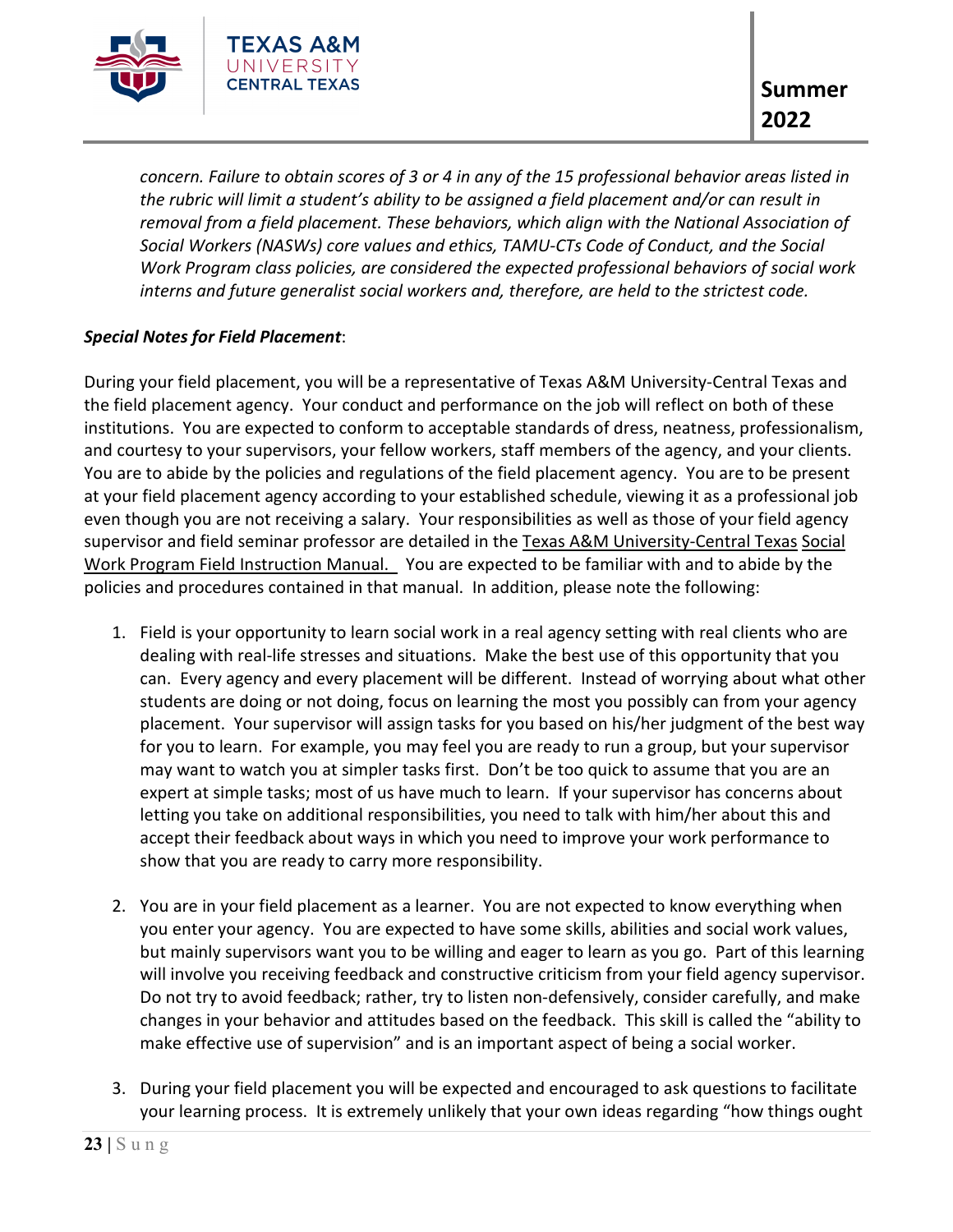*concern. Failure to obtain scores of 3 or 4 in any of the 15 professional behavior areas listed in the rubric will limit a student's ability to be assigned a field placement and/or can result in removal from a field placement. These behaviors, which align with the National Association of Social Workers (NASWs) core values and ethics, TAMU-CTs Code of Conduct, and the Social Work Program class policies, are considered the expected professional behaviors of social work interns and future generalist social workers and, therefore, are held to the strictest code.*

***Special Notes for Field Placement***:

During your field placement, you will be a representative of Texas A&M University-Central Texas and the field placement agency. Your conduct and performance on the job will reflect on both of these institutions. You are expected to conform to acceptable standards of dress, neatness, professionalism, and courtesy to your supervisors, your fellow workers, staff members of the agency, and your clients. You are to abide by the policies and regulations of the field placement agency. You are to be present at your field placement agency according to your established schedule, viewing it as a professional job even though you are not receiving a salary. Your responsibilities as well as those of your field agency supervisor and field seminar professor are detailed in the Texas A&M University-Central Texas Social Work Program Field Instruction Manual. You are expected to be familiar with and to abide by the policies and procedures contained in that manual. In addition, please note the following:

1. Field is your opportunity to learn social work in a real agency setting with real clients who are dealing with real-life stresses and situations. Make the best use of this opportunity that you can. Every agency and every placement will be different. Instead of worrying about what other students are doing or not doing, focus on learning the most you possibly can from your agency placement. Your supervisor will assign tasks for you based on his/her judgment of the best way for you to learn. For example, you may feel you are ready to run a group, but your supervisor may want to watch you at simpler tasks first. Don't be too quick to assume that you are an expert at simple tasks; most of us have much to learn. If your supervisor has concerns about letting you take on additional responsibilities, you need to talk with him/her about this and accept their feedback about ways in which you need to improve your work performance to show that you are ready to carry more responsibility.

2. You are in your field placement as a learner. You are not expected to know everything when you enter your agency. You are expected to have some skills, abilities and social work values, but mainly supervisors want you to be willing and eager to learn as you go. Part of this learning will involve you receiving feedback and constructive criticism from your field agency supervisor. Do not try to avoid feedback; rather, try to listen non-defensively, consider carefully, and make changes in your behavior and attitudes based on the feedback. This skill is called the "ability to make effective use of supervision" and is an important aspect of being a social worker.

3. During your field placement you will be expected and encouraged to ask questions to facilitate your learning process. It is extremely unlikely that your own ideas regarding "how things ought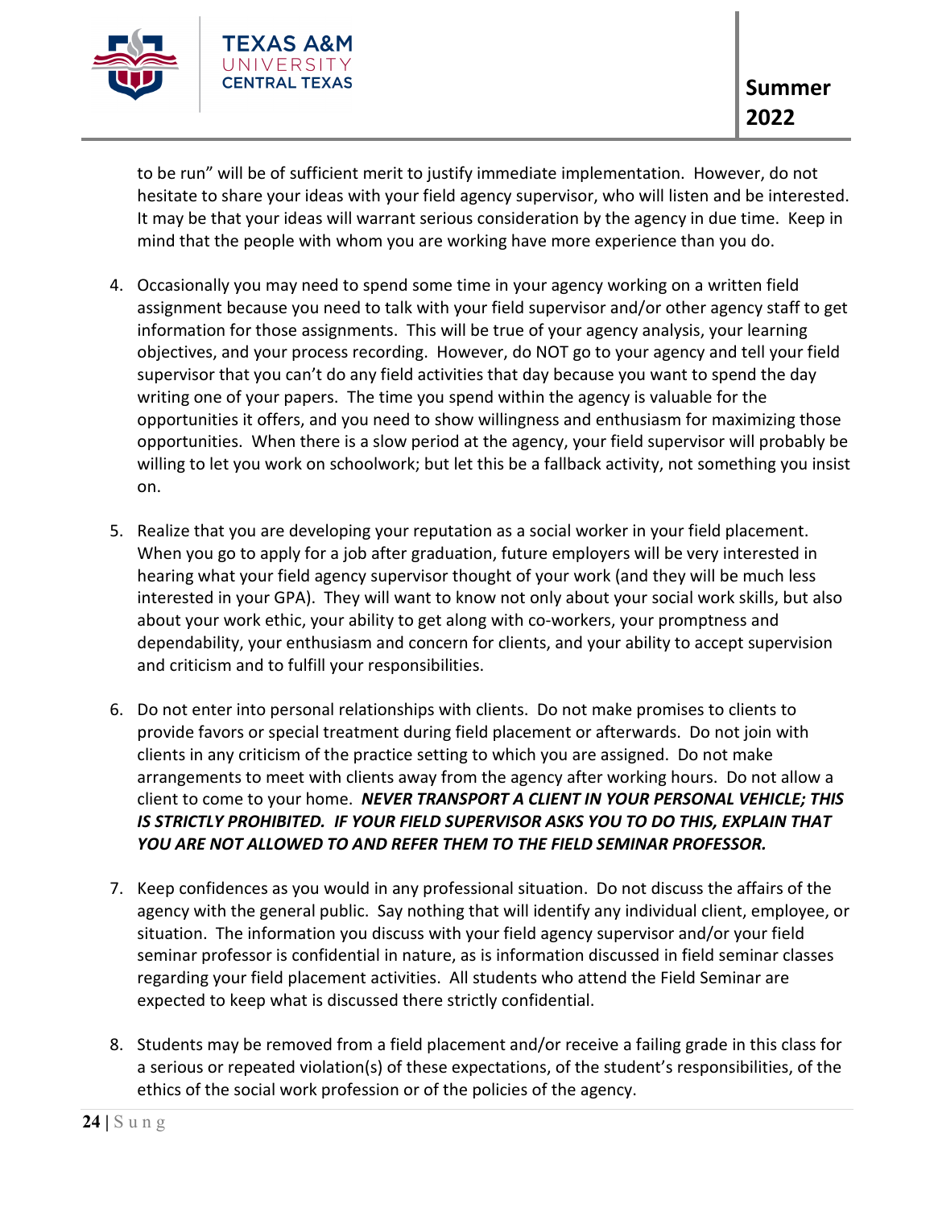to be run" will be of sufficient merit to justify immediate implementation. However, do not hesitate to share your ideas with your field agency supervisor, who will listen and be interested. It may be that your ideas will warrant serious consideration by the agency in due time. Keep in mind that the people with whom you are working have more experience than you do.

4. Occasionally you may need to spend some time in your agency working on a written field assignment because you need to talk with your field supervisor and/or other agency staff to get information for those assignments. This will be true of your agency analysis, your learning objectives, and your process recording. However, do NOT go to your agency and tell your field supervisor that you can't do any field activities that day because you want to spend the day writing one of your papers. The time you spend within the agency is valuable for the opportunities it offers, and you need to show willingness and enthusiasm for maximizing those opportunities. When there is a slow period at the agency, your field supervisor will probably be willing to let you work on schoolwork; but let this be a fallback activity, not something you insist on.

5. Realize that you are developing your reputation as a social worker in your field placement. When you go to apply for a job after graduation, future employers will be very interested in hearing what your field agency supervisor thought of your work (and they will be much less interested in your GPA). They will want to know not only about your social work skills, but also about your work ethic, your ability to get along with co-workers, your promptness and dependability, your enthusiasm and concern for clients, and your ability to accept supervision and criticism and to fulfill your responsibilities.

6. Do not enter into personal relationships with clients. Do not make promises to clients to provide favors or special treatment during field placement or afterwards. Do not join with clients in any criticism of the practice setting to which you are assigned. Do not make arrangements to meet with clients away from the agency after working hours. Do not allow a client to come to your home. ***NEVER TRANSPORT A CLIENT IN YOUR PERSONAL VEHICLE; THIS IS STRICTLY PROHIBITED. IF YOUR FIELD SUPERVISOR ASKS YOU TO DO THIS, EXPLAIN THAT YOU ARE NOT ALLOWED TO AND REFER THEM TO THE FIELD SEMINAR PROFESSOR.***

7. Keep confidences as you would in any professional situation. Do not discuss the affairs of the agency with the general public. Say nothing that will identify any individual client, employee, or situation. The information you discuss with your field agency supervisor and/or your field seminar professor is confidential in nature, as is information discussed in field seminar classes regarding your field placement activities. All students who attend the Field Seminar are expected to keep what is discussed there strictly confidential.

8. Students may be removed from a field placement and/or receive a failing grade in this class for a serious or repeated violation(s) of these expectations, of the student's responsibilities, of the ethics of the social work profession or of the policies of the agency.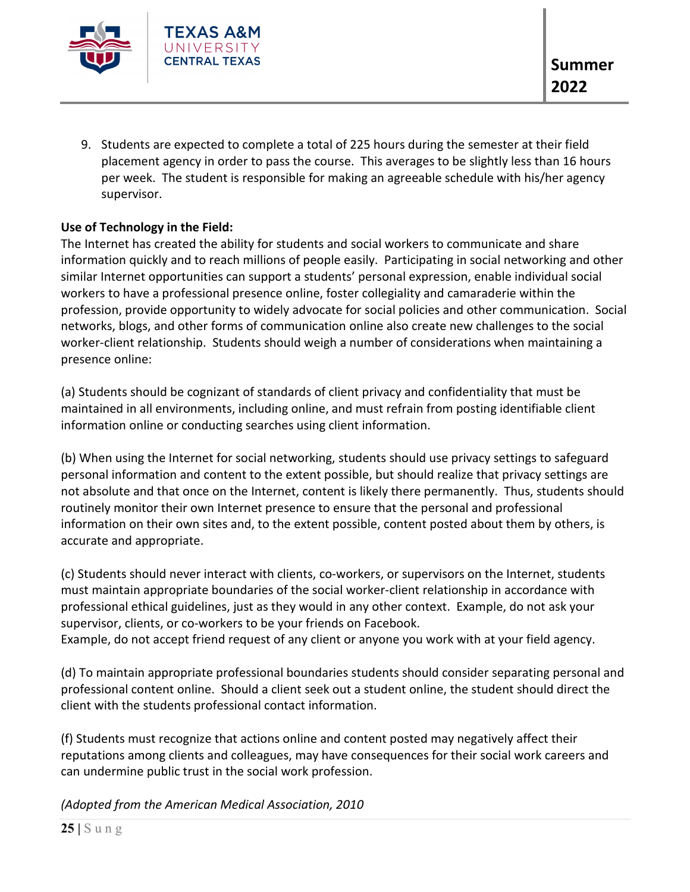9. Students are expected to complete a total of 225 hours during the semester at their field placement agency in order to pass the course. This averages to be slightly less than 16 hours per week. The student is responsible for making an agreeable schedule with his/her agency supervisor.

**Use of Technology in the Field:**

The Internet has created the ability for students and social workers to communicate and share information quickly and to reach millions of people easily. Participating in social networking and other similar Internet opportunities can support a students' personal expression, enable individual social workers to have a professional presence online, foster collegiality and camaraderie within the profession, provide opportunity to widely advocate for social policies and other communication. Social networks, blogs, and other forms of communication online also create new challenges to the social worker-client relationship. Students should weigh a number of considerations when maintaining a presence online:

(a) Students should be cognizant of standards of client privacy and confidentiality that must be maintained in all environments, including online, and must refrain from posting identifiable client information online or conducting searches using client information.

(b) When using the Internet for social networking, students should use privacy settings to safeguard personal information and content to the extent possible, but should realize that privacy settings are not absolute and that once on the Internet, content is likely there permanently. Thus, students should routinely monitor their own Internet presence to ensure that the personal and professional information on their own sites and, to the extent possible, content posted about them by others, is accurate and appropriate.

(c) Students should never interact with clients, co-workers, or supervisors on the Internet, students must maintain appropriate boundaries of the social worker-client relationship in accordance with professional ethical guidelines, just as they would in any other context. Example, do not ask your supervisor, clients, or co-workers to be your friends on Facebook.
Example, do not accept friend request of any client or anyone you work with at your field agency.

(d) To maintain appropriate professional boundaries students should consider separating personal and professional content online. Should a client seek out a student online, the student should direct the client with the students professional contact information.

(f) Students must recognize that actions online and content posted may negatively affect their reputations among clients and colleagues, may have consequences for their social work careers and can undermine public trust in the social work profession.

*(Adopted from the American Medical Association, 2010*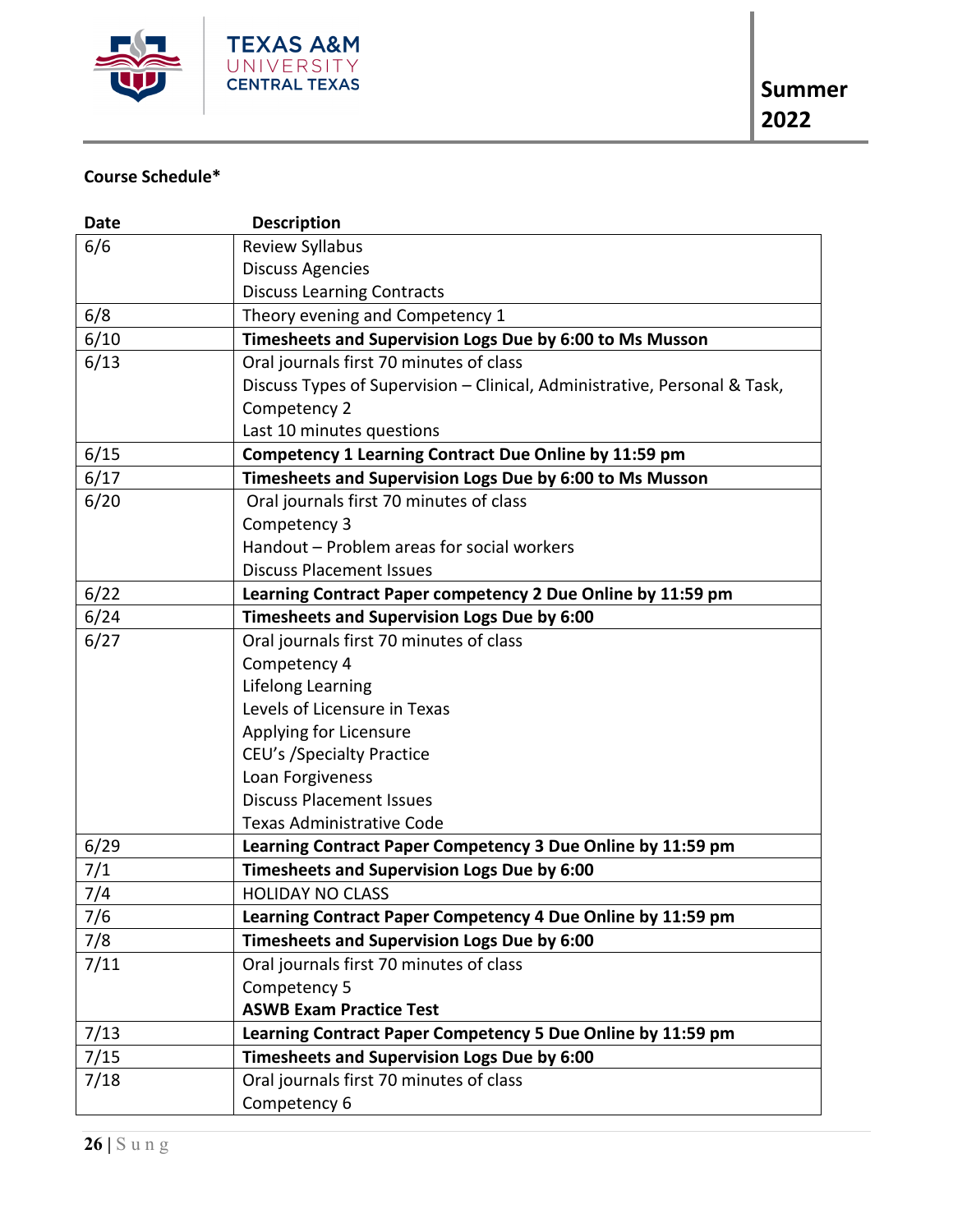**Course Schedule***

| Date | Description |
|---|---|
| 6/6 | Review Syllabus<br>Discuss Agencies<br>Discuss Learning Contracts |
| 6/8 | Theory evening and Competency 1 |
| 6/10 | **Timesheets and Supervision Logs Due by 6:00 to Ms Musson** |
| 6/13 | Oral journals first 70 minutes of class<br>Discuss Types of Supervision – Clinical, Administrative, Personal & Task, Competency 2<br>Last 10 minutes questions |
| 6/15 | **Competency 1 Learning Contract Due Online by 11:59 pm** |
| 6/17 | **Timesheets and Supervision Logs Due by 6:00 to Ms Musson** |
| 6/20 | Oral journals first 70 minutes of class<br>Competency 3<br>Handout – Problem areas for social workers<br>Discuss Placement Issues |
| 6/22 | **Learning Contract Paper competency 2 Due Online by 11:59 pm** |
| 6/24 | **Timesheets and Supervision Logs Due by 6:00** |
| 6/27 | Oral journals first 70 minutes of class<br>Competency 4<br>Lifelong Learning<br>Levels of Licensure in Texas<br>Applying for Licensure<br>CEU's /Specialty Practice<br>Loan Forgiveness<br>Discuss Placement Issues<br>Texas Administrative Code |
| 6/29 | **Learning Contract Paper Competency 3 Due Online by 11:59 pm** |
| 7/1 | **Timesheets and Supervision Logs Due by 6:00** |
| 7/4 | HOLIDAY NO CLASS |
| 7/6 | **Learning Contract Paper Competency 4 Due Online by 11:59 pm** |
| 7/8 | **Timesheets and Supervision Logs Due by 6:00** |
| 7/11 | Oral journals first 70 minutes of class<br>Competency 5<br>**ASWB Exam Practice Test** |
| 7/13 | **Learning Contract Paper Competency 5 Due Online by 11:59 pm** |
| 7/15 | **Timesheets and Supervision Logs Due by 6:00** |
| 7/18 | Oral journals first 70 minutes of class<br>Competency 6 |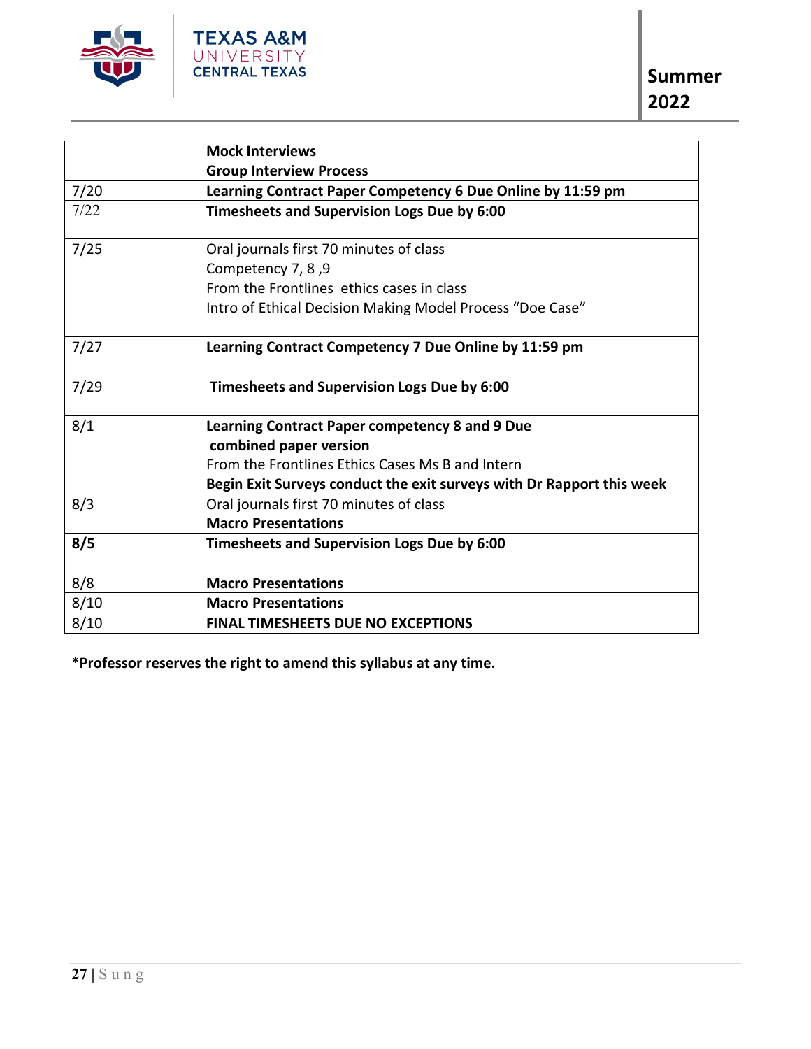| | |
|---|---|
| | **Mock Interviews**<br>**Group Interview Process** |
| 7/20 | **Learning Contract Paper Competency 6 Due Online by 11:59 pm** |
| 7/22 | **Timesheets and Supervision Logs Due by 6:00** |
| 7/25 | Oral journals first 70 minutes of class<br>Competency 7, 8 ,9<br>From the Frontlines ethics cases in class<br>Intro of Ethical Decision Making Model Process "Doe Case" |
| 7/27 | **Learning Contract Competency 7 Due Online by 11:59 pm** |
| 7/29 | **Timesheets and Supervision Logs Due by 6:00** |
| 8/1 | **Learning Contract Paper competency 8 and 9 Due combined paper version**<br>From the Frontlines Ethics Cases Ms B and Intern<br>**Begin Exit Surveys conduct the exit surveys with Dr Rapport this week** |
| 8/3 | Oral journals first 70 minutes of class<br>**Macro Presentations** |
| **8/5** | **Timesheets and Supervision Logs Due by 6:00** |
| 8/8 | **Macro Presentations** |
| 8/10 | **Macro Presentations** |
| 8/10 | **FINAL TIMESHEETS DUE NO EXCEPTIONS** |

**\*Professor reserves the right to amend this syllabus at any time.**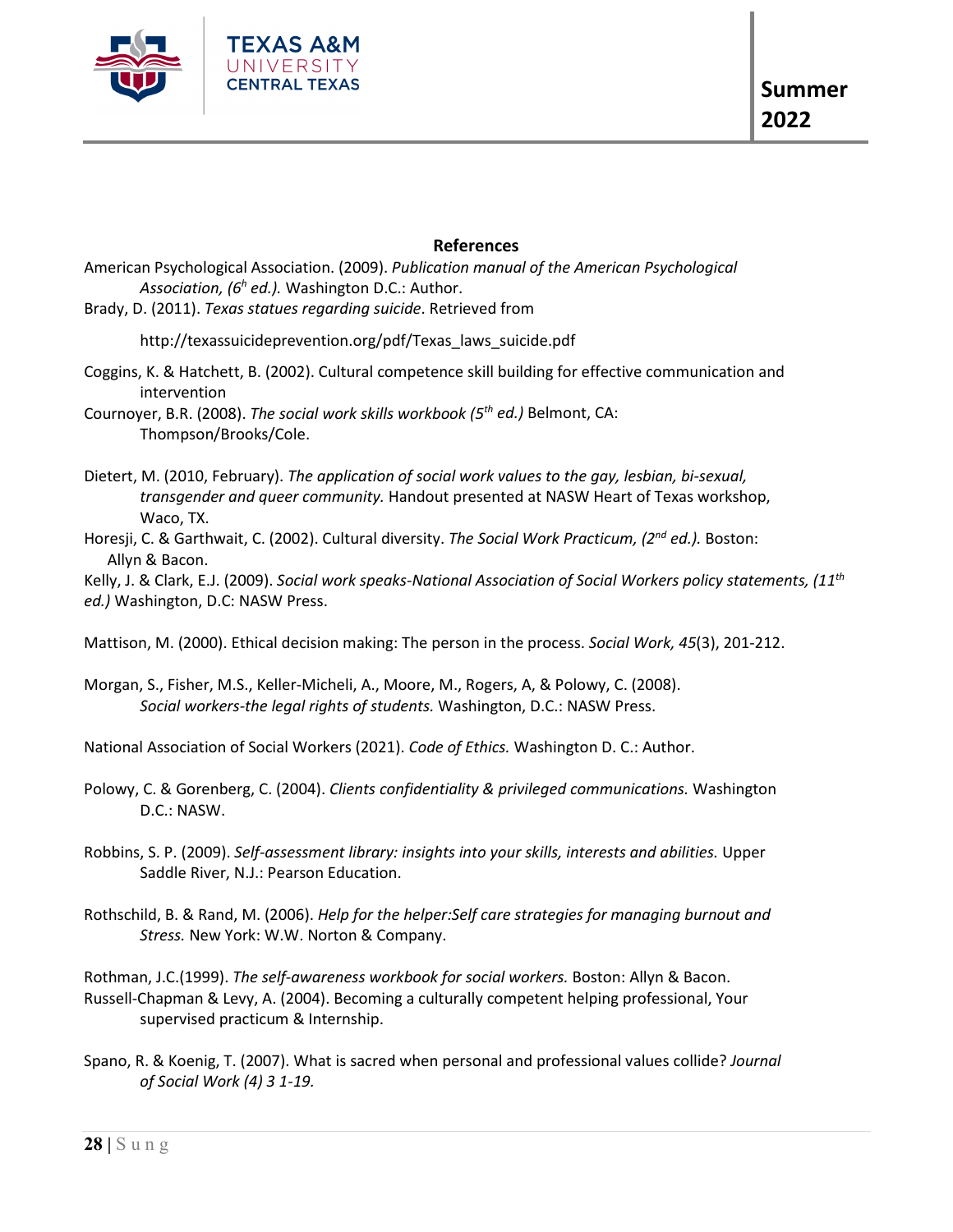## References

American Psychological Association. (2009). *Publication manual of the American Psychological Association, (6h ed.).* Washington D.C.: Author.

Brady, D. (2011). *Texas statues regarding suicide*. Retrieved from

http://texassuicideprevention.org/pdf/Texas_laws_suicide.pdf

Coggins, K. & Hatchett, B. (2002). Cultural competence skill building for effective communication and intervention

Cournoyer, B.R. (2008). *The social work skills workbook (5th ed.)* Belmont, CA: Thompson/Brooks/Cole.

Dietert, M. (2010, February). *The application of social work values to the gay, lesbian, bi-sexual, transgender and queer community.* Handout presented at NASW Heart of Texas workshop, Waco, TX.

Horesji, C. & Garthwait, C. (2002). Cultural diversity. *The Social Work Practicum, (2nd ed.).* Boston: Allyn & Bacon.

Kelly, J. & Clark, E.J. (2009). *Social work speaks-National Association of Social Workers policy statements, (11th ed.)* Washington, D.C: NASW Press.

Mattison, M. (2000). Ethical decision making: The person in the process. *Social Work, 45*(3), 201-212.

Morgan, S., Fisher, M.S., Keller-Micheli, A., Moore, M., Rogers, A, & Polowy, C. (2008). *Social workers-the legal rights of students.* Washington, D.C.: NASW Press.

National Association of Social Workers (2021). *Code of Ethics.* Washington D. C.: Author.

Polowy, C. & Gorenberg, C. (2004). *Clients confidentiality & privileged communications.* Washington D.C.: NASW.

Robbins, S. P. (2009). *Self-assessment library: insights into your skills, interests and abilities.* Upper Saddle River, N.J.: Pearson Education.

Rothschild, B. & Rand, M. (2006). *Help for the helper:Self care strategies for managing burnout and Stress.* New York: W.W. Norton & Company.

Rothman, J.C.(1999). *The self-awareness workbook for social workers.* Boston: Allyn & Bacon.

Russell-Chapman & Levy, A. (2004). Becoming a culturally competent helping professional, Your supervised practicum & Internship.

Spano, R. & Koenig, T. (2007). What is sacred when personal and professional values collide? *Journal of Social Work (4) 3 1-19.*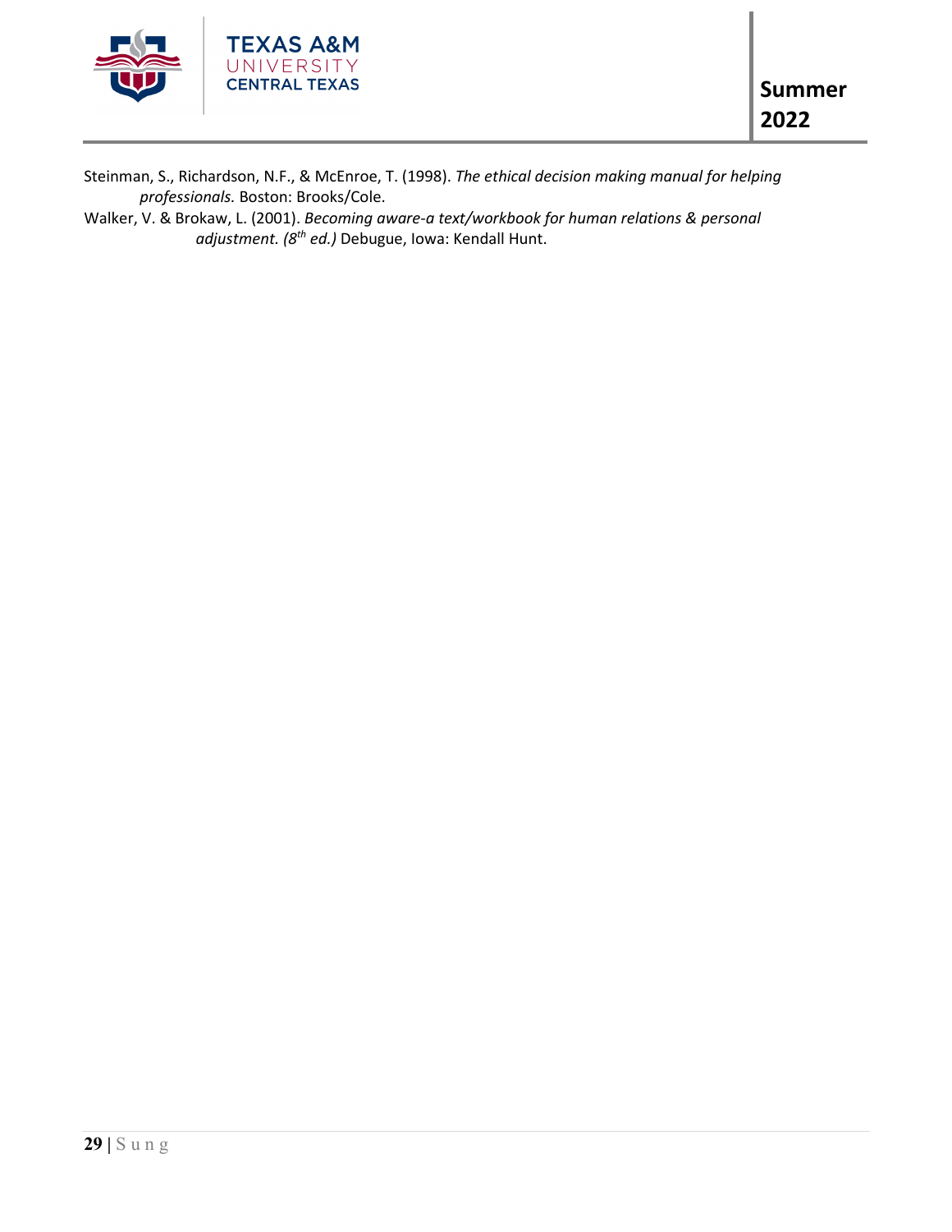Steinman, S., Richardson, N.F., & McEnroe, T. (1998). *The ethical decision making manual for helping professionals.* Boston: Brooks/Cole.

Walker, V. & Brokaw, L. (2001). *Becoming aware-a text/workbook for human relations & personal adjustment. (8th ed.)* Debugue, Iowa: Kendall Hunt.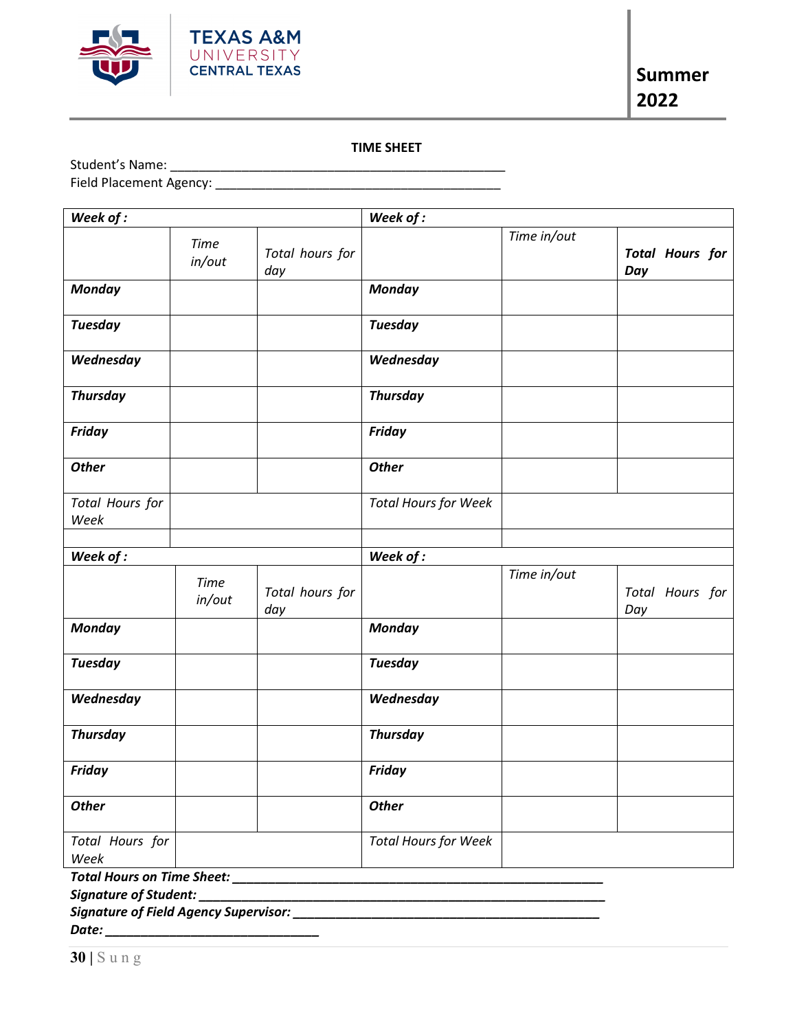Texas A&M University Central Texas

**Summer 2022**

**TIME SHEET**

Student's Name: ___________________________________________________

Field Placement Agency: ____________________________________________

| ***Week of :*** | | | ***Week of :*** | | |
|---|---|---|---|---|---|
| | *Time in/out* | *Total hours for day* | | *Time in/out* | ***Total Hours for Day*** |
| ***Monday*** | | | ***Monday*** | | |
| ***Tuesday*** | | | ***Tuesday*** | | |
| ***Wednesday*** | | | ***Wednesday*** | | |
| ***Thursday*** | | | ***Thursday*** | | |
| ***Friday*** | | | ***Friday*** | | |
| ***Other*** | | | ***Other*** | | |
| *Total Hours for Week* | | | *Total Hours for Week* | | |

| ***Week of :*** | | | ***Week of :*** | | |
|---|---|---|---|---|---|
| | *Time in/out* | *Total hours for day* | | *Time in/out* | *Total Hours for Day* |
| ***Monday*** | | | ***Monday*** | | |
| ***Tuesday*** | | | ***Tuesday*** | | |
| ***Wednesday*** | | | ***Wednesday*** | | |
| ***Thursday*** | | | ***Thursday*** | | |
| ***Friday*** | | | ***Friday*** | | |
| ***Other*** | | | ***Other*** | | |
| *Total Hours for Week* | | | *Total Hours for Week* | | |

***Total Hours on Time Sheet: ___________________________________________________***

***Signature of Student: ________________________________________________________***

***Signature of Field Agency Supervisor: ________________________________________***

***Date: ______________________________***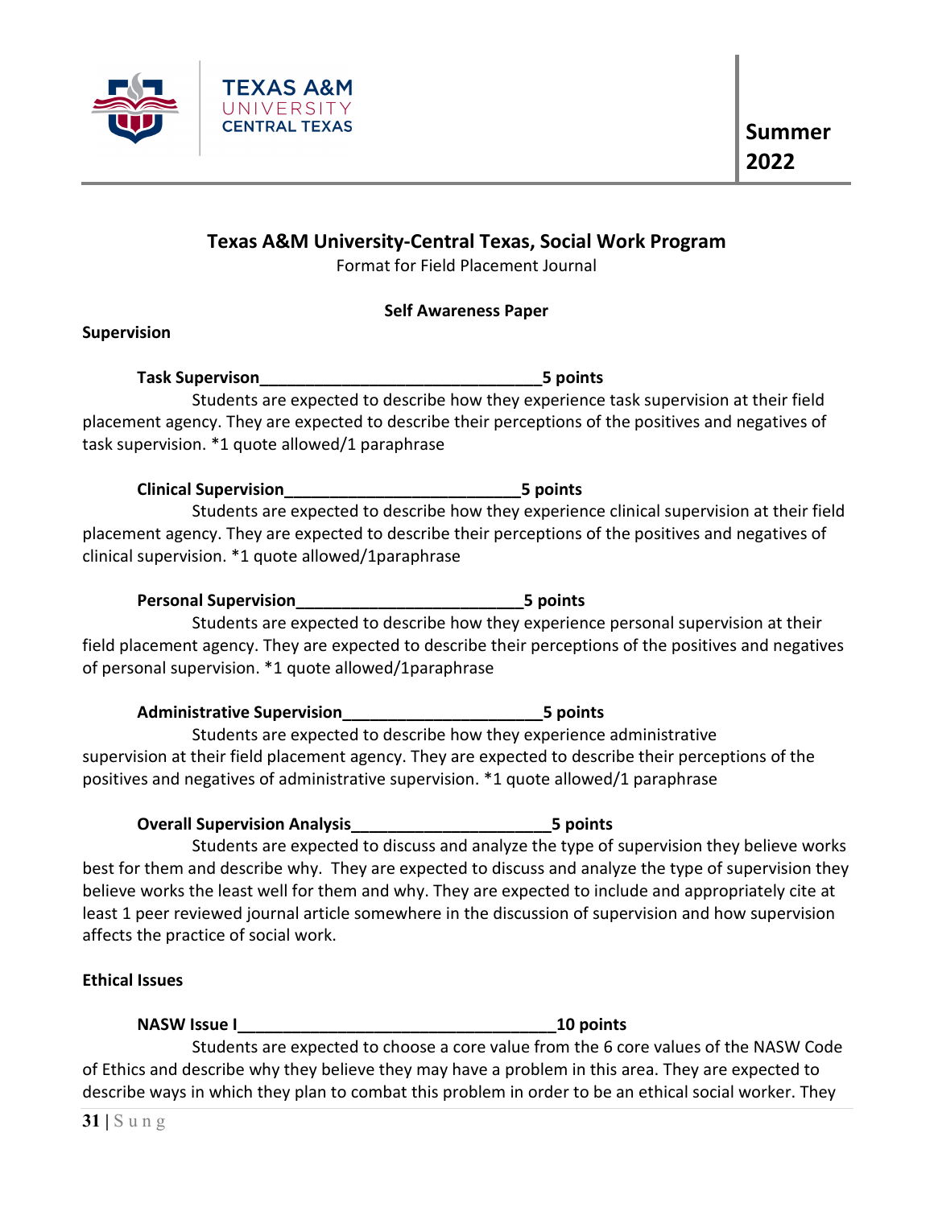## Texas A&M University-Central Texas, Social Work Program

Format for Field Placement Journal

**Self Awareness Paper**

**Supervision**

**Task Supervison_______________________________5 points**

Students are expected to describe how they experience task supervision at their field placement agency. They are expected to describe their perceptions of the positives and negatives of task supervision. *1 quote allowed/1 paraphrase

**Clinical Supervision__________________________5 points**

Students are expected to describe how they experience clinical supervision at their field placement agency. They are expected to describe their perceptions of the positives and negatives of clinical supervision. *1 quote allowed/1paraphrase

**Personal Supervision________________________5 points**

Students are expected to describe how they experience personal supervision at their field placement agency. They are expected to describe their perceptions of the positives and negatives of personal supervision. *1 quote allowed/1paraphrase

**Administrative Supervision_____________________5 points**

Students are expected to describe how they experience administrative supervision at their field placement agency. They are expected to describe their perceptions of the positives and negatives of administrative supervision. *1 quote allowed/1 paraphrase

**Overall Supervision Analysis_____________________5 points**

Students are expected to discuss and analyze the type of supervision they believe works best for them and describe why. They are expected to discuss and analyze the type of supervision they believe works the least well for them and why. They are expected to include and appropriately cite at least 1 peer reviewed journal article somewhere in the discussion of supervision and how supervision affects the practice of social work.

**Ethical Issues**

**NASW Issue I___________________________________10 points**

Students are expected to choose a core value from the 6 core values of the NASW Code of Ethics and describe why they believe they may have a problem in this area. They are expected to describe ways in which they plan to combat this problem in order to be an ethical social worker. They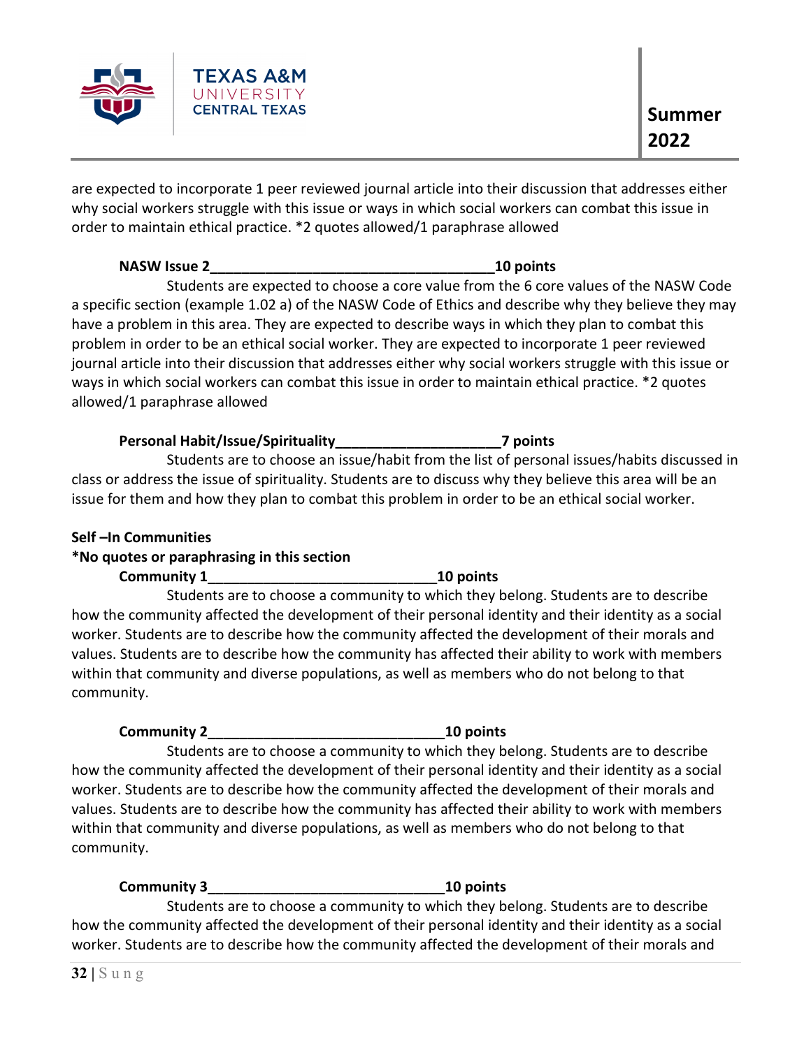are expected to incorporate 1 peer reviewed journal article into their discussion that addresses either why social workers struggle with this issue or ways in which social workers can combat this issue in order to maintain ethical practice. *2 quotes allowed/1 paraphrase allowed

**NASW Issue 2____________________________________10 points**

Students are expected to choose a core value from the 6 core values of the NASW Code a specific section (example 1.02 a) of the NASW Code of Ethics and describe why they believe they may have a problem in this area. They are expected to describe ways in which they plan to combat this problem in order to be an ethical social worker. They are expected to incorporate 1 peer reviewed journal article into their discussion that addresses either why social workers struggle with this issue or ways in which social workers can combat this issue in order to maintain ethical practice. *2 quotes allowed/1 paraphrase allowed

**Personal Habit/Issue/Spirituality_____________________7 points**

Students are to choose an issue/habit from the list of personal issues/habits discussed in class or address the issue of spirituality. Students are to discuss why they believe this area will be an issue for them and how they plan to combat this problem in order to be an ethical social worker.

**Self –In Communities**

***No quotes or paraphrasing in this section**

**Community 1_____________________________10 points**

Students are to choose a community to which they belong. Students are to describe how the community affected the development of their personal identity and their identity as a social worker. Students are to describe how the community affected the development of their morals and values. Students are to describe how the community has affected their ability to work with members within that community and diverse populations, as well as members who do not belong to that community.

**Community 2______________________________10 points**

Students are to choose a community to which they belong. Students are to describe how the community affected the development of their personal identity and their identity as a social worker. Students are to describe how the community affected the development of their morals and values. Students are to describe how the community has affected their ability to work with members within that community and diverse populations, as well as members who do not belong to that community.

**Community 3______________________________10 points**

Students are to choose a community to which they belong. Students are to describe how the community affected the development of their personal identity and their identity as a social worker. Students are to describe how the community affected the development of their morals and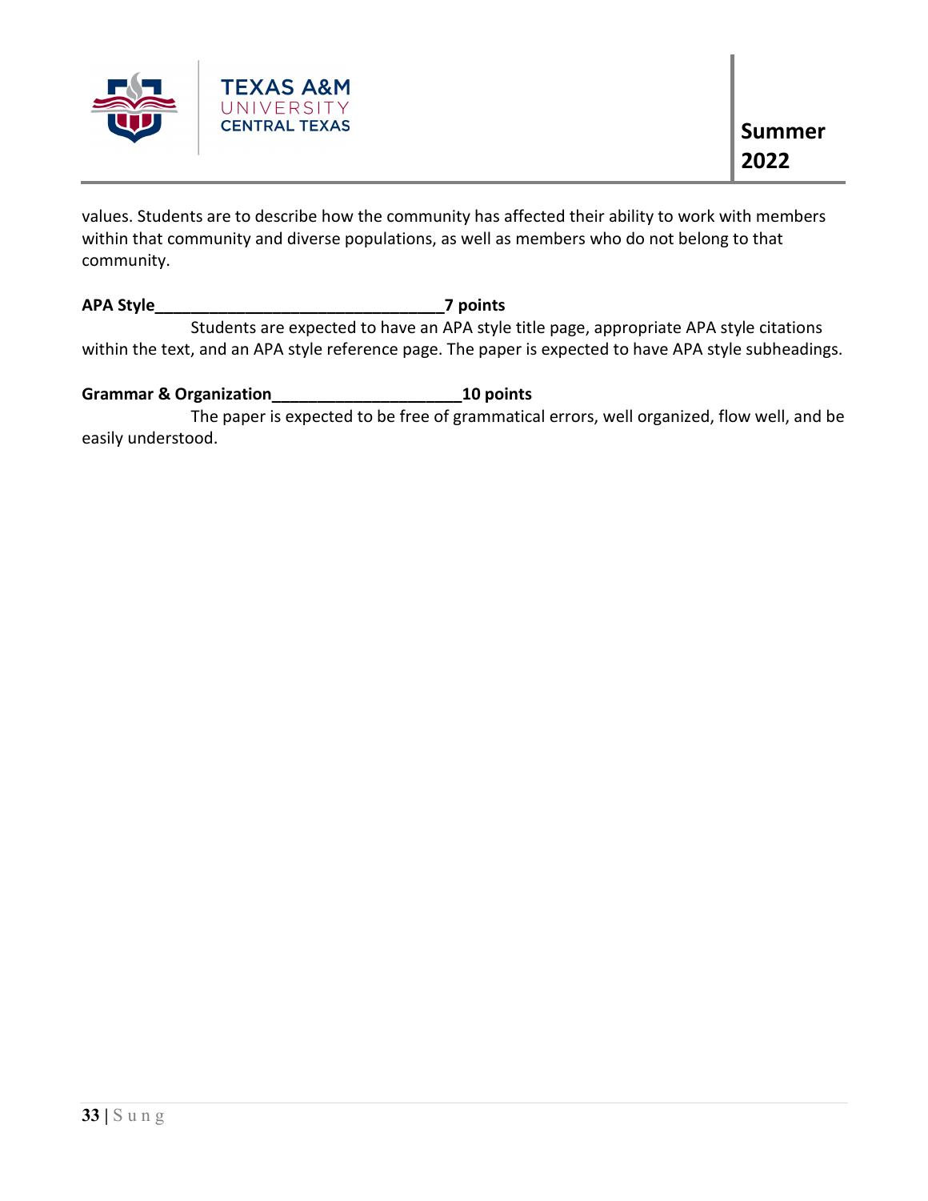values. Students are to describe how the community has affected their ability to work with members within that community and diverse populations, as well as members who do not belong to that community.

**APA Style________________________________7 points**

Students are expected to have an APA style title page, appropriate APA style citations within the text, and an APA style reference page. The paper is expected to have APA style subheadings.

**Grammar & Organization_____________________10 points**

The paper is expected to be free of grammatical errors, well organized, flow well, and be easily understood.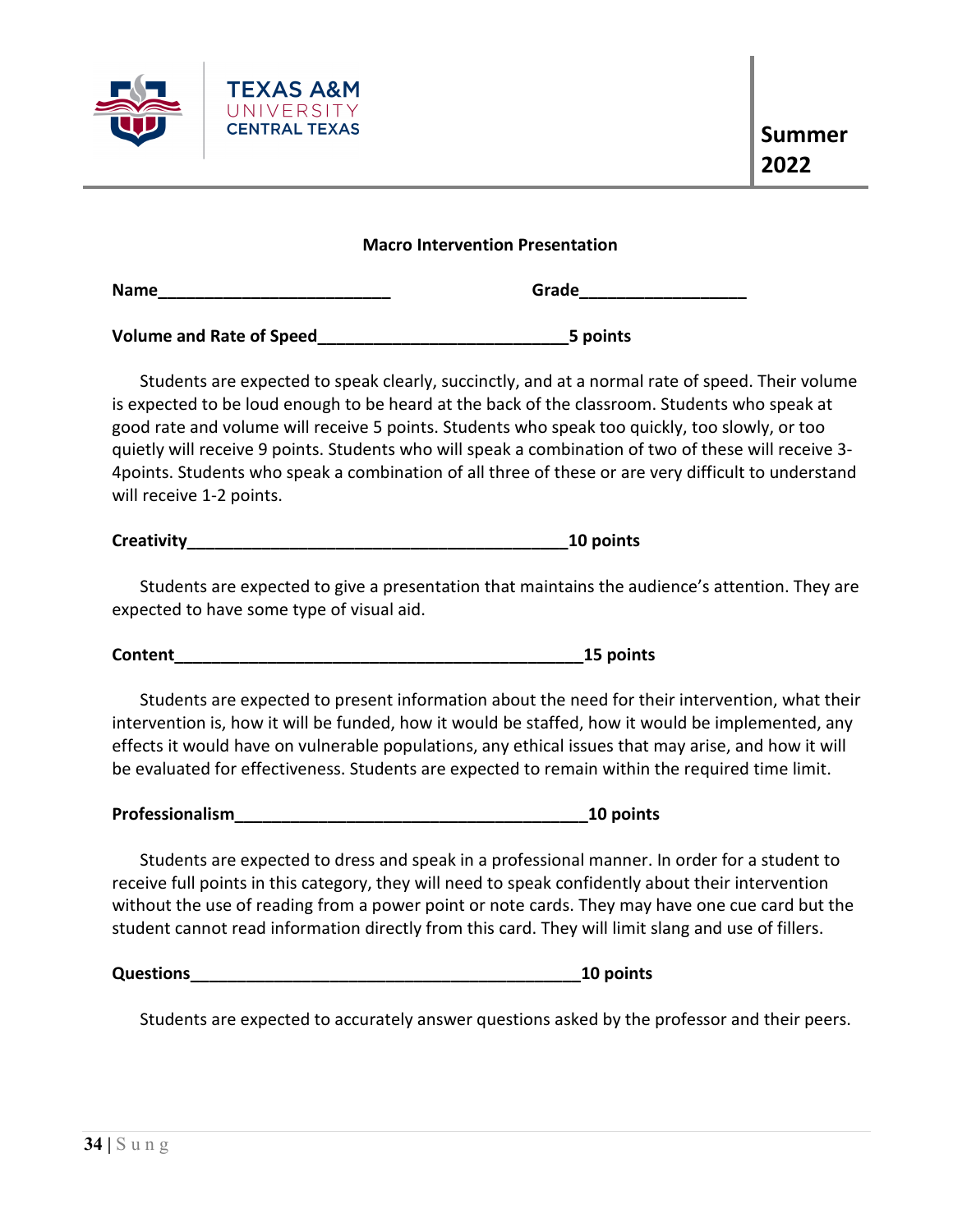**Summer 2022**

**Macro Intervention Presentation**

**Name**_________________________ **Grade**__________________

**Volume and Rate of Speed**___________________________**5 points**

Students are expected to speak clearly, succinctly, and at a normal rate of speed. Their volume is expected to be loud enough to be heard at the back of the classroom. Students who speak at good rate and volume will receive 5 points. Students who speak too quickly, too slowly, or too quietly will receive 9 points. Students who will speak a combination of two of these will receive 3-4points. Students who speak a combination of all three of these or are very difficult to understand will receive 1-2 points.

**Creativity**__________________________________________**10 points**

Students are expected to give a presentation that maintains the audience's attention. They are expected to have some type of visual aid.

**Content**______________________________________________**15 points**

Students are expected to present information about the need for their intervention, what their intervention is, how it will be funded, how it would be staffed, how it would be implemented, any effects it would have on vulnerable populations, any ethical issues that may arise, and how it will be evaluated for effectiveness. Students are expected to remain within the required time limit.

**Professionalism**_______________________________________**10 points**

Students are expected to dress and speak in a professional manner. In order for a student to receive full points in this category, they will need to speak confidently about their intervention without the use of reading from a power point or note cards. They may have one cue card but the student cannot read information directly from this card. They will limit slang and use of fillers.

**Questions**____________________________________________**10 points**

Students are expected to accurately answer questions asked by the professor and their peers.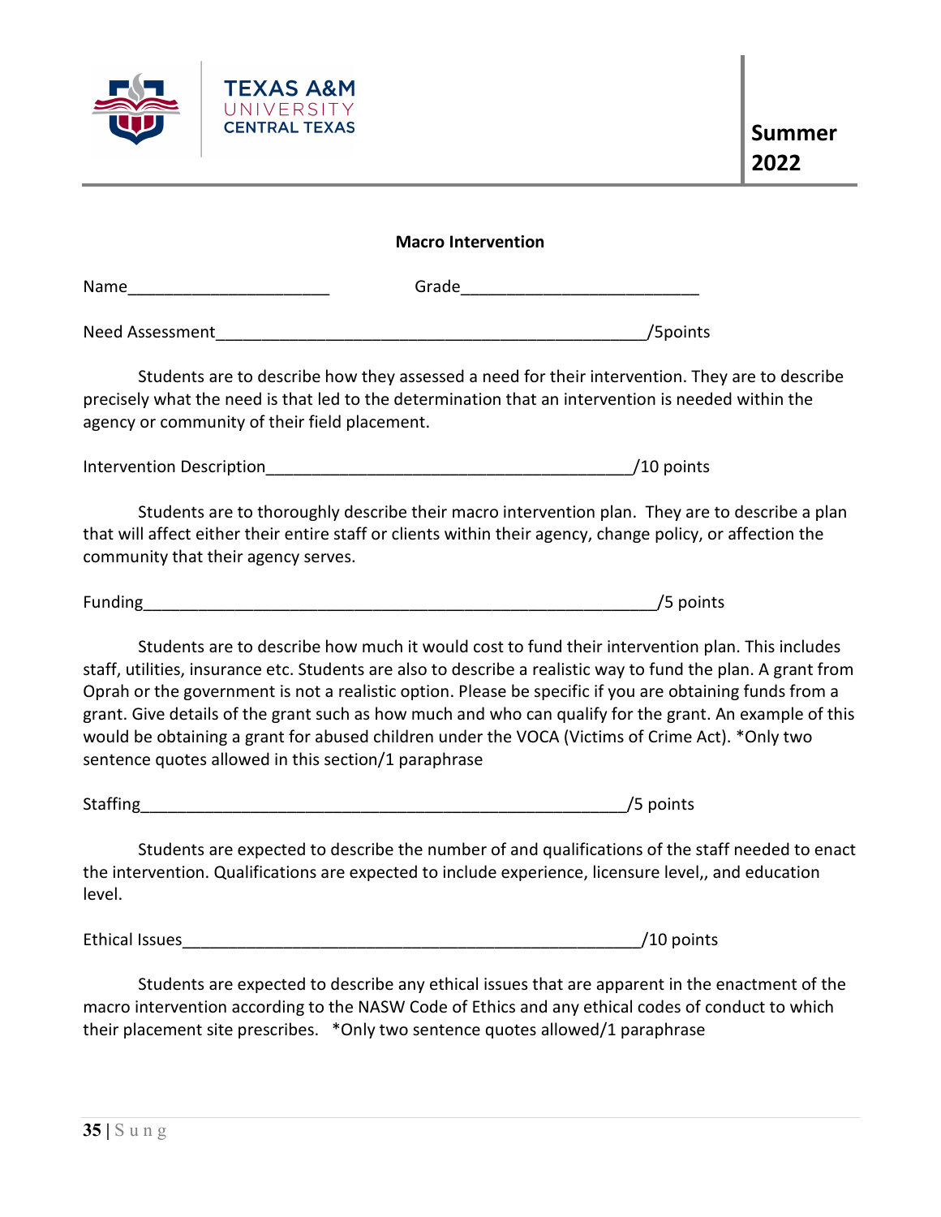**Macro Intervention**

Name______________________ Grade__________________________

Need Assessment_______________________________________________/5points

Students are to describe how they assessed a need for their intervention. They are to describe precisely what the need is that led to the determination that an intervention is needed within the agency or community of their field placement.

Intervention Description________________________________________/10 points

Students are to thoroughly describe their macro intervention plan. They are to describe a plan that will affect either their entire staff or clients within their agency, change policy, or affection the community that their agency serves.

Funding__________________________________________________________/5 points

Students are to describe how much it would cost to fund their intervention plan. This includes staff, utilities, insurance etc. Students are also to describe a realistic way to fund the plan. A grant from Oprah or the government is not a realistic option. Please be specific if you are obtaining funds from a grant. Give details of the grant such as how much and who can qualify for the grant. An example of this would be obtaining a grant for abused children under the VOCA (Victims of Crime Act). *Only two sentence quotes allowed in this section/1 paraphrase

Staffing______________________________________________________/5 points

Students are expected to describe the number of and qualifications of the staff needed to enact the intervention. Qualifications are expected to include experience, licensure level,, and education level.

Ethical Issues___________________________________________________/10 points

Students are expected to describe any ethical issues that are apparent in the enactment of the macro intervention according to the NASW Code of Ethics and any ethical codes of conduct to which their placement site prescribes. *Only two sentence quotes allowed/1 paraphrase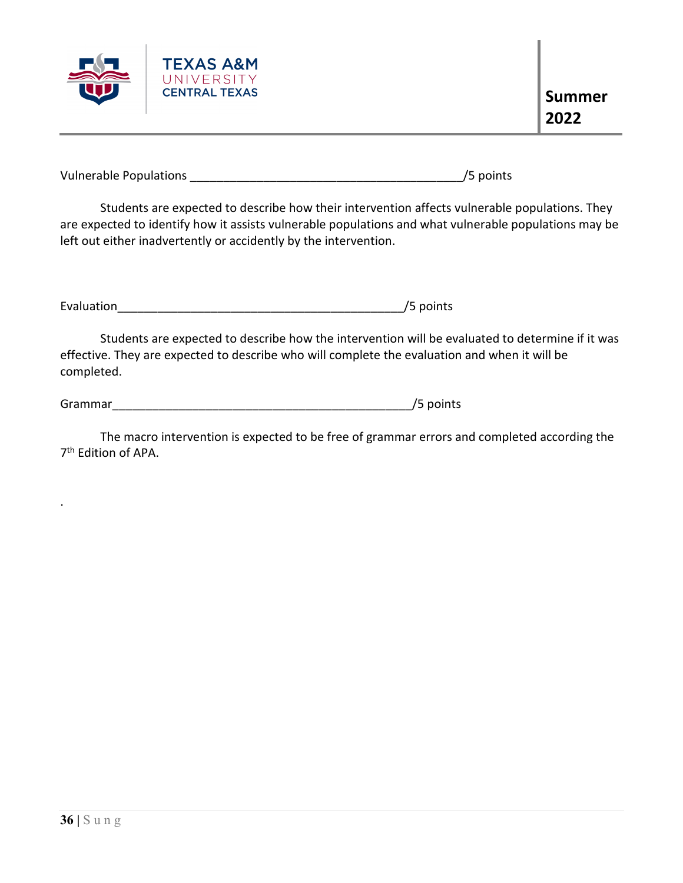Vulnerable Populations ______________________________________________/5 points

Students are expected to describe how their intervention affects vulnerable populations. They are expected to identify how it assists vulnerable populations and what vulnerable populations may be left out either inadvertently or accidently by the intervention.

Evaluation________________________________________________/5 points

Students are expected to describe how the intervention will be evaluated to determine if it was effective. They are expected to describe who will complete the evaluation and when it will be completed.

Grammar__________________________________________________/5 points

The macro intervention is expected to be free of grammar errors and completed according the 7th Edition of APA.

.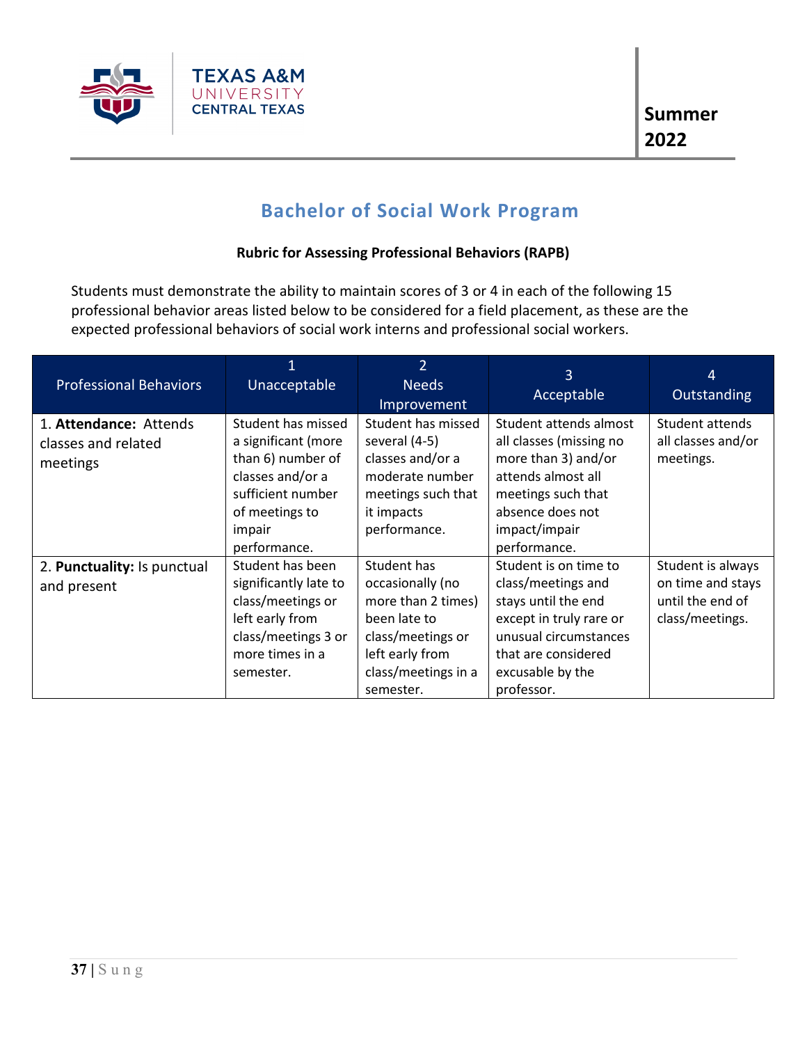## Bachelor of Social Work Program

**Rubric for Assessing Professional Behaviors (RAPB)**

Students must demonstrate the ability to maintain scores of 3 or 4 in each of the following 15 professional behavior areas listed below to be considered for a field placement, as these are the expected professional behaviors of social work interns and professional social workers.

| Professional Behaviors | 1 Unacceptable | 2 Needs Improvement | 3 Acceptable | 4 Outstanding |
|---|---|---|---|---|
| 1. **Attendance:** Attends classes and related meetings | Student has missed a significant (more than 6) number of classes and/or a sufficient number of meetings to impair performance. | Student has missed several (4-5) classes and/or a moderate number meetings such that it impacts performance. | Student attends almost all classes (missing no more than 3) and/or attends almost all meetings such that absence does not impact/impair performance. | Student attends all classes and/or meetings. |
| 2. **Punctuality:** Is punctual and present | Student has been significantly late to class/meetings or left early from class/meetings 3 or more times in a semester. | Student has occasionally (no more than 2 times) been late to class/meetings or left early from class/meetings in a semester. | Student is on time to class/meetings and stays until the end except in truly rare or unusual circumstances that are considered excusable by the professor. | Student is always on time and stays until the end of class/meetings. |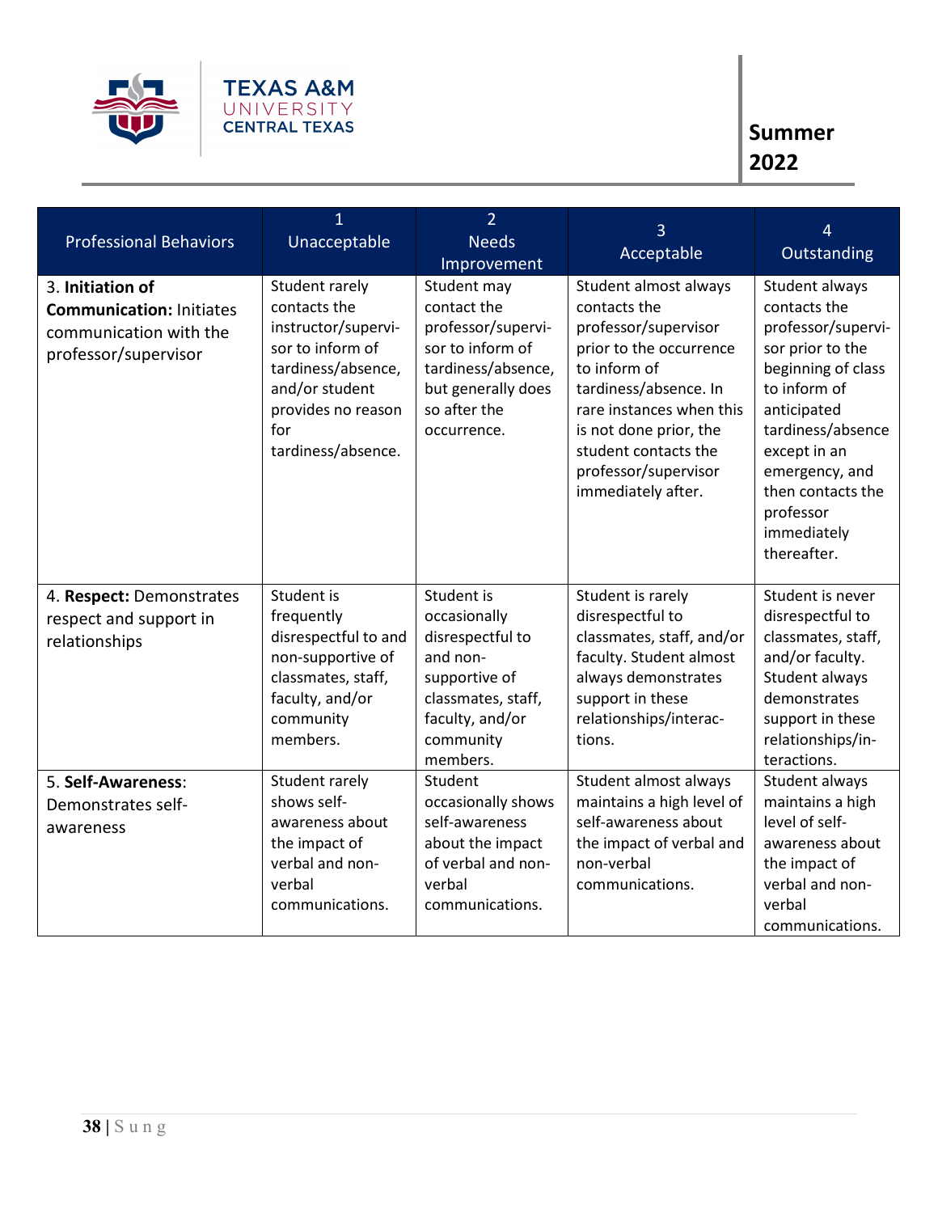| Professional Behaviors | 1<br>Unacceptable | 2<br>Needs Improvement | 3<br>Acceptable | 4<br>Outstanding |
|---|---|---|---|---|
| 3. **Initiation of Communication:** Initiates communication with the professor/supervisor | Student rarely contacts the instructor/supervisor to inform of tardiness/absence, and/or student provides no reason for tardiness/absence. | Student may contact the professor/supervisor to inform of tardiness/absence, but generally does so after the occurrence. | Student almost always contacts the professor/supervisor prior to the occurrence to inform of tardiness/absence. In rare instances when this is not done prior, the student contacts the professor/supervisor immediately after. | Student always contacts the professor/supervisor prior to the beginning of class to inform of anticipated tardiness/absence except in an emergency, and then contacts the professor immediately thereafter. |
| 4. **Respect:** Demonstrates respect and support in relationships | Student is frequently disrespectful to and non-supportive of classmates, staff, faculty, and/or community members. | Student is occasionally disrespectful to and non-supportive of classmates, staff, faculty, and/or community members. | Student is rarely disrespectful to classmates, staff, and/or faculty. Student almost always demonstrates support in these relationships/interactions. | Student is never disrespectful to classmates, staff, and/or faculty. Student always demonstrates support in these relationships/interactions. |
| 5. **Self-Awareness**: Demonstrates self-awareness | Student rarely shows self-awareness about the impact of verbal and non-verbal communications. | Student occasionally shows self-awareness about the impact of verbal and non-verbal communications. | Student almost always maintains a high level of self-awareness about the impact of verbal and non-verbal communications. | Student always maintains a high level of self-awareness about the impact of verbal and non-verbal communications. |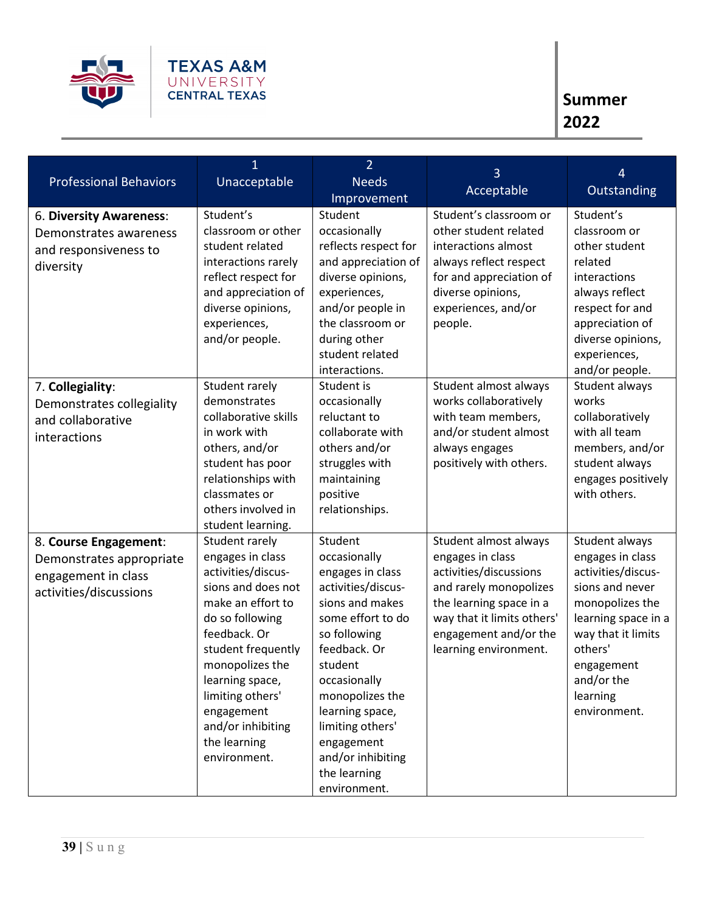| Professional Behaviors | 1<br>Unacceptable | 2<br>Needs Improvement | 3<br>Acceptable | 4<br>Outstanding |
|---|---|---|---|---|
| 6. **Diversity Awareness**: Demonstrates awareness and responsiveness to diversity | Student's classroom or other student related interactions rarely reflect respect for and appreciation of diverse opinions, experiences, and/or people. | Student occasionally reflects respect for and appreciation of diverse opinions, experiences, and/or people in the classroom or during other student related interactions. | Student's classroom or other student related interactions almost always reflect respect for and appreciation of diverse opinions, experiences, and/or people. | Student's classroom or other student related interactions always reflect respect for and appreciation of diverse opinions, experiences, and/or people. |
| 7. **Collegiality**: Demonstrates collegiality and collaborative interactions | Student rarely demonstrates collaborative skills in work with others, and/or student has poor relationships with classmates or others involved in student learning. | Student is occasionally reluctant to collaborate with others and/or struggles with maintaining positive relationships. | Student almost always works collaboratively with team members, and/or student almost always engages positively with others. | Student always works collaboratively with all team members, and/or student always engages positively with others. |
| 8. **Course Engagement**: Demonstrates appropriate engagement in class activities/discussions | Student rarely engages in class activities/discussions and does not make an effort to do so following feedback. Or student frequently monopolizes the learning space, limiting others' engagement and/or inhibiting the learning environment. | Student occasionally engages in class activities/discussions and makes some effort to do so following feedback. Or student occasionally monopolizes the learning space, limiting others' engagement and/or inhibiting the learning environment. | Student almost always engages in class activities/discussions and rarely monopolizes the learning space in a way that it limits others' engagement and/or the learning environment. | Student always engages in class activities/discussions and never monopolizes the learning space in a way that it limits others' engagement and/or the learning environment. |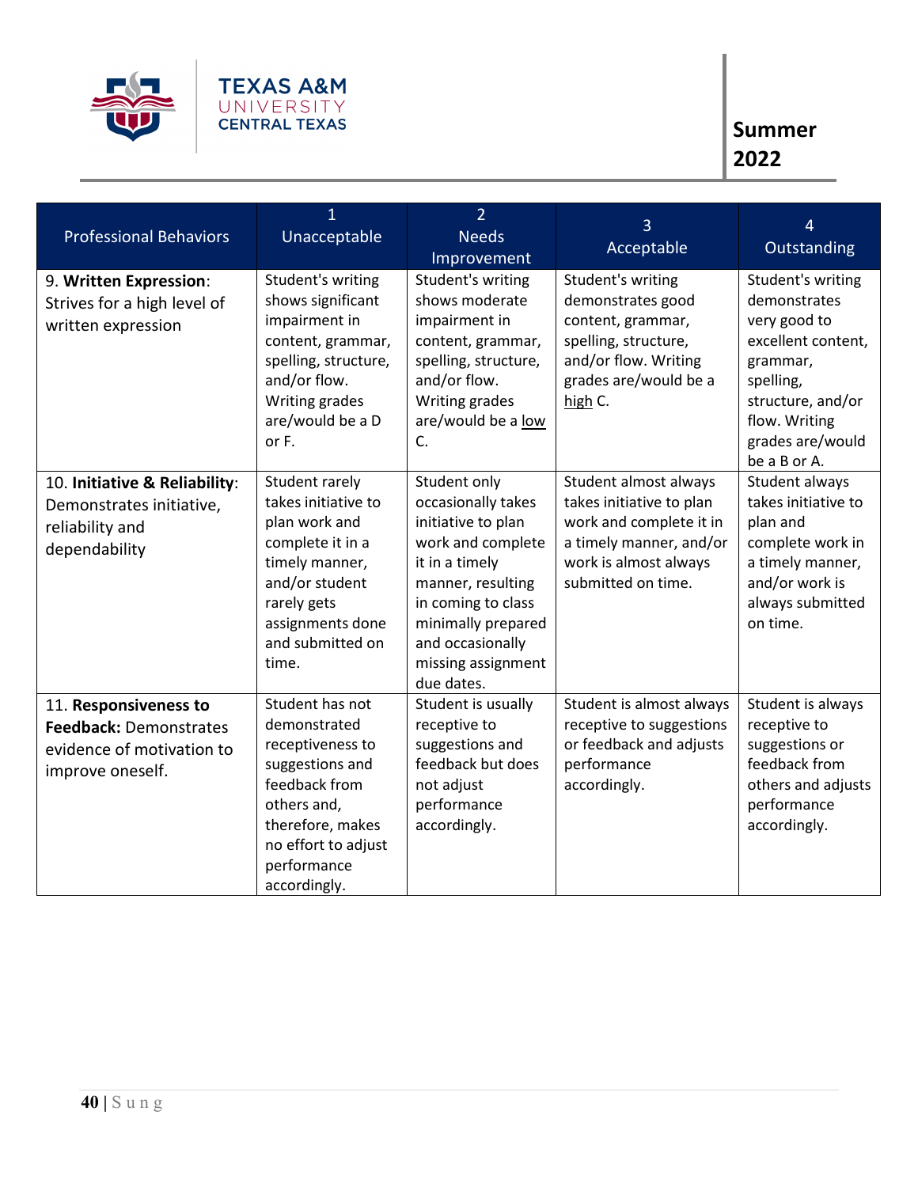| Professional Behaviors | 1<br>Unacceptable | 2<br>Needs Improvement | 3<br>Acceptable | 4<br>Outstanding |
|---|---|---|---|---|
| 9. **Written Expression**: Strives for a high level of written expression | Student's writing shows significant impairment in content, grammar, spelling, structure, and/or flow. Writing grades are/would be a D or F. | Student's writing shows moderate impairment in content, grammar, spelling, structure, and/or flow. Writing grades are/would be a low C. | Student's writing demonstrates good content, grammar, spelling, structure, and/or flow. Writing grades are/would be a high C. | Student's writing demonstrates very good to excellent content, grammar, spelling, structure, and/or flow. Writing grades are/would be a B or A. |
| 10. **Initiative & Reliability**: Demonstrates initiative, reliability and dependability | Student rarely takes initiative to plan work and complete it a timely manner, and/or student rarely gets assignments done and submitted on time. | Student only occasionally takes initiative to plan work and complete it in a timely manner, resulting in coming to class minimally prepared and occasionally missing assignment due dates. | Student almost always takes initiative to plan work and complete it in a timely manner, and/or work is almost always submitted on time. | Student always takes initiative to plan and complete work in a timely manner, and/or work is always submitted on time. |
| 11. **Responsiveness to Feedback:** Demonstrates evidence of motivation to improve oneself. | Student has not demonstrated receptiveness to suggestions and feedback from others and, therefore, makes no effort to adjust performance accordingly. | Student is usually receptive to suggestions and feedback but does not adjust performance accordingly. | Student is almost always receptive to suggestions or feedback and adjusts performance accordingly. | Student is always receptive to suggestions or feedback from others and adjusts performance accordingly. |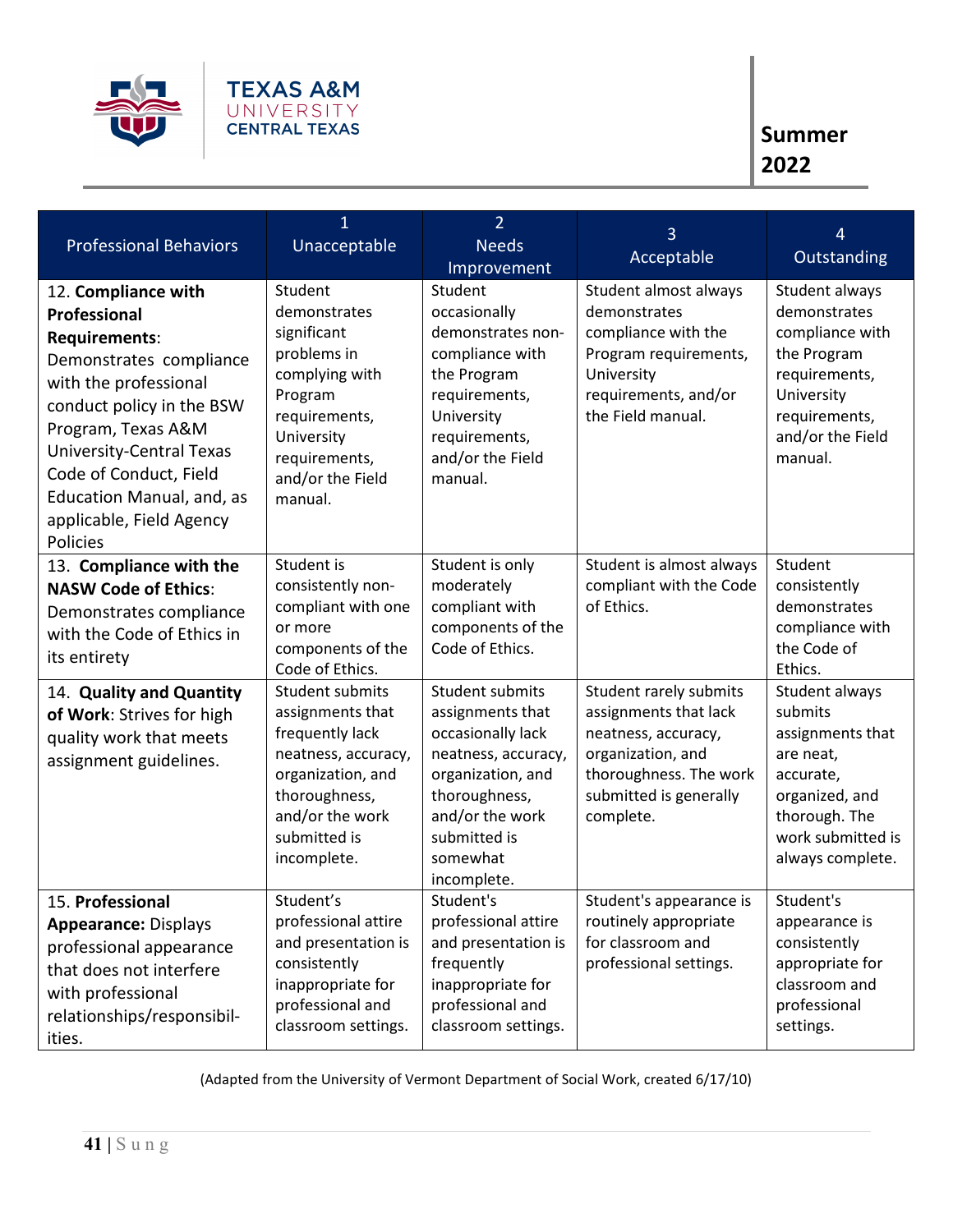| Professional Behaviors | 1 Unacceptable | 2 Needs Improvement | 3 Acceptable | 4 Outstanding |
|---|---|---|---|---|
| 12. **Compliance with Professional Requirements**: Demonstrates compliance with the professional conduct policy in the BSW Program, Texas A&M University-Central Texas Code of Conduct, Field Education Manual, and, as applicable, Field Agency Policies | Student demonstrates significant problems in complying with Program requirements, University requirements, and/or the Field manual. | Student occasionally demonstrates non-compliance with the Program requirements, University requirements, and/or the Field manual. | Student almost always demonstrates compliance with the Program requirements, University requirements, and/or the Field manual. | Student always demonstrates compliance with the Program requirements, University requirements, and/or the Field manual. |
| 13. **Compliance with the NASW Code of Ethics**: Demonstrates compliance with the Code of Ethics in its entirety | Student is consistently non-compliant with one or more components of the Code of Ethics. | Student is only moderately compliant with components of the Code of Ethics. | Student is almost always compliant with the Code of Ethics. | Student consistently demonstrates compliance with the Code of Ethics. |
| 14. **Quality and Quantity of Work**: Strives for high quality work that meets assignment guidelines. | Student submits assignments that frequently lack neatness, accuracy, organization, and thoroughness, and/or the work submitted is incomplete. | Student submits assignments that occasionally lack neatness, accuracy, organization, and thoroughness, and/or the work submitted is somewhat incomplete. | Student rarely submits assignments that lack neatness, accuracy, organization, and thoroughness. The work submitted is generally complete. | Student always submits assignments that are neat, accurate, organized, and thorough. The work submitted is always complete. |
| 15. **Professional Appearance:** Displays professional appearance that does not interfere with professional relationships/responsibil-ities. | Student's professional attire and presentation is consistently inappropriate for professional and classroom settings. | Student's professional attire and presentation is frequently inappropriate for professional and classroom settings. | Student's appearance is routinely appropriate for classroom and professional settings. | Student's appearance is consistently appropriate for classroom and professional settings. |

(Adapted from the University of Vermont Department of Social Work, created 6/17/10)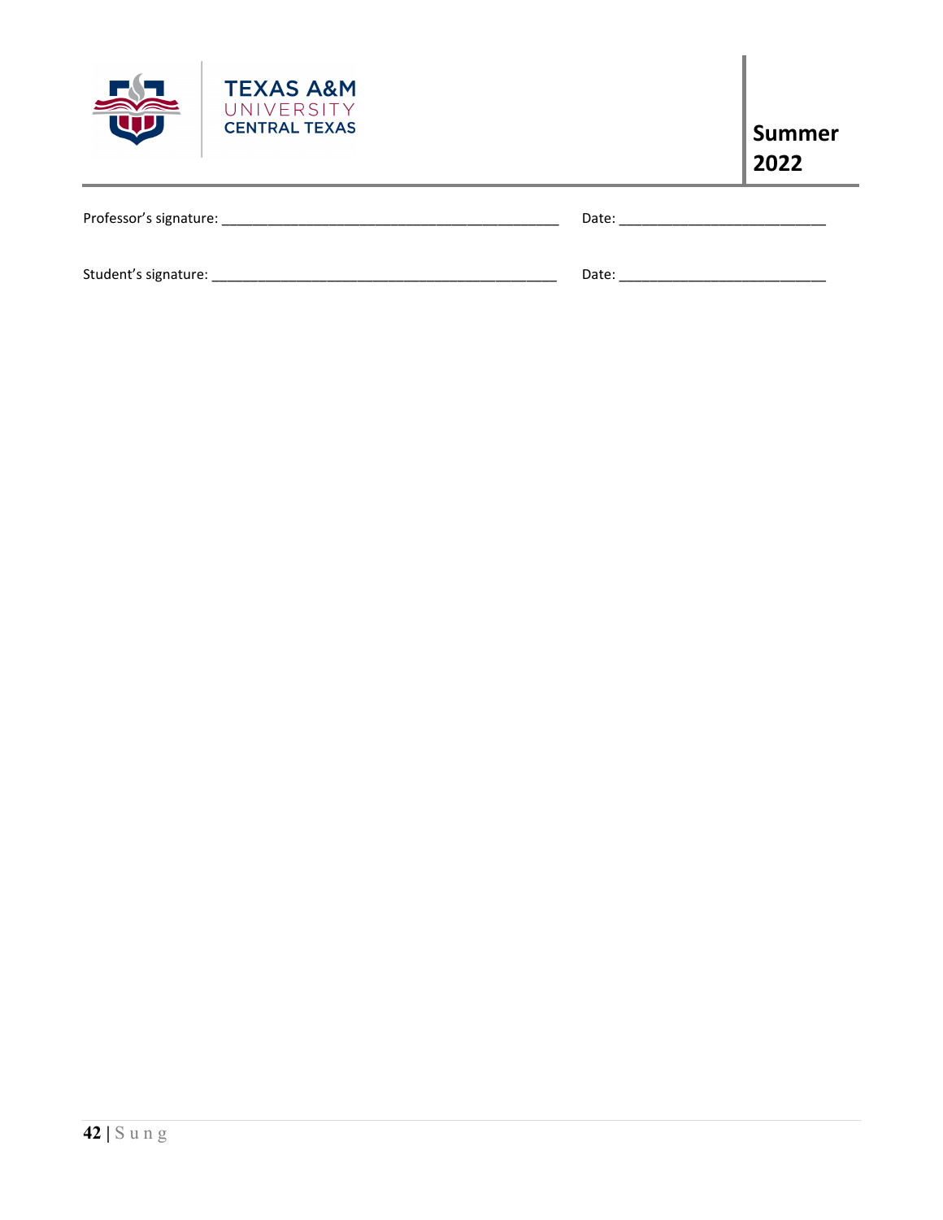Professor's signature: ___________________________________________ Date: __________________________

Student's signature: _____________________________________________ Date: __________________________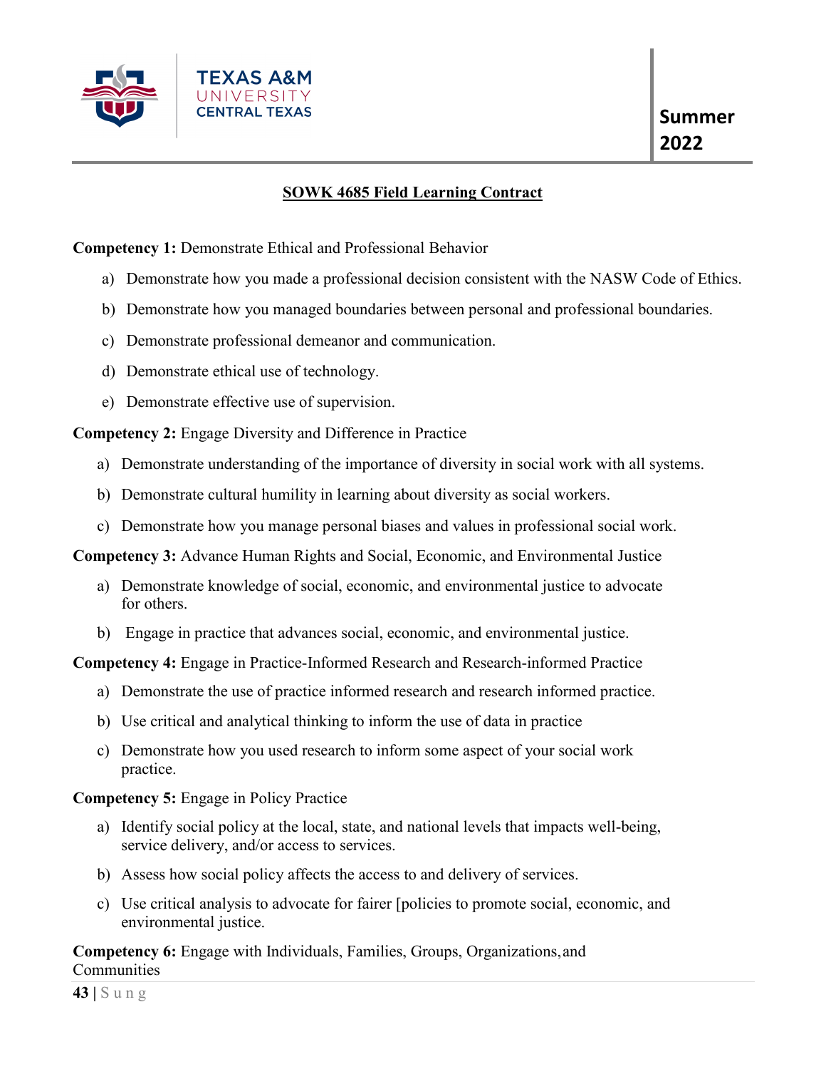## SOWK 4685 Field Learning Contract

**Competency 1:** Demonstrate Ethical and Professional Behavior

a) Demonstrate how you made a professional decision consistent with the NASW Code of Ethics.

b) Demonstrate how you managed boundaries between personal and professional boundaries.

c) Demonstrate professional demeanor and communication.

d) Demonstrate ethical use of technology.

e) Demonstrate effective use of supervision.

**Competency 2:** Engage Diversity and Difference in Practice

a) Demonstrate understanding of the importance of diversity in social work with all systems.

b) Demonstrate cultural humility in learning about diversity as social workers.

c) Demonstrate how you manage personal biases and values in professional social work.

**Competency 3:** Advance Human Rights and Social, Economic, and Environmental Justice

a) Demonstrate knowledge of social, economic, and environmental justice to advocate for others.

b) Engage in practice that advances social, economic, and environmental justice.

**Competency 4:** Engage in Practice-Informed Research and Research-informed Practice

a) Demonstrate the use of practice informed research and research informed practice.

b) Use critical and analytical thinking to inform the use of data in practice

c) Demonstrate how you used research to inform some aspect of your social work practice.

**Competency 5:** Engage in Policy Practice

a) Identify social policy at the local, state, and national levels that impacts well-being, service delivery, and/or access to services.

b) Assess how social policy affects the access to and delivery of services.

c) Use critical analysis to advocate for fairer [policies to promote social, economic, and environmental justice.

**Competency 6:** Engage with Individuals, Families, Groups, Organizations, and Communities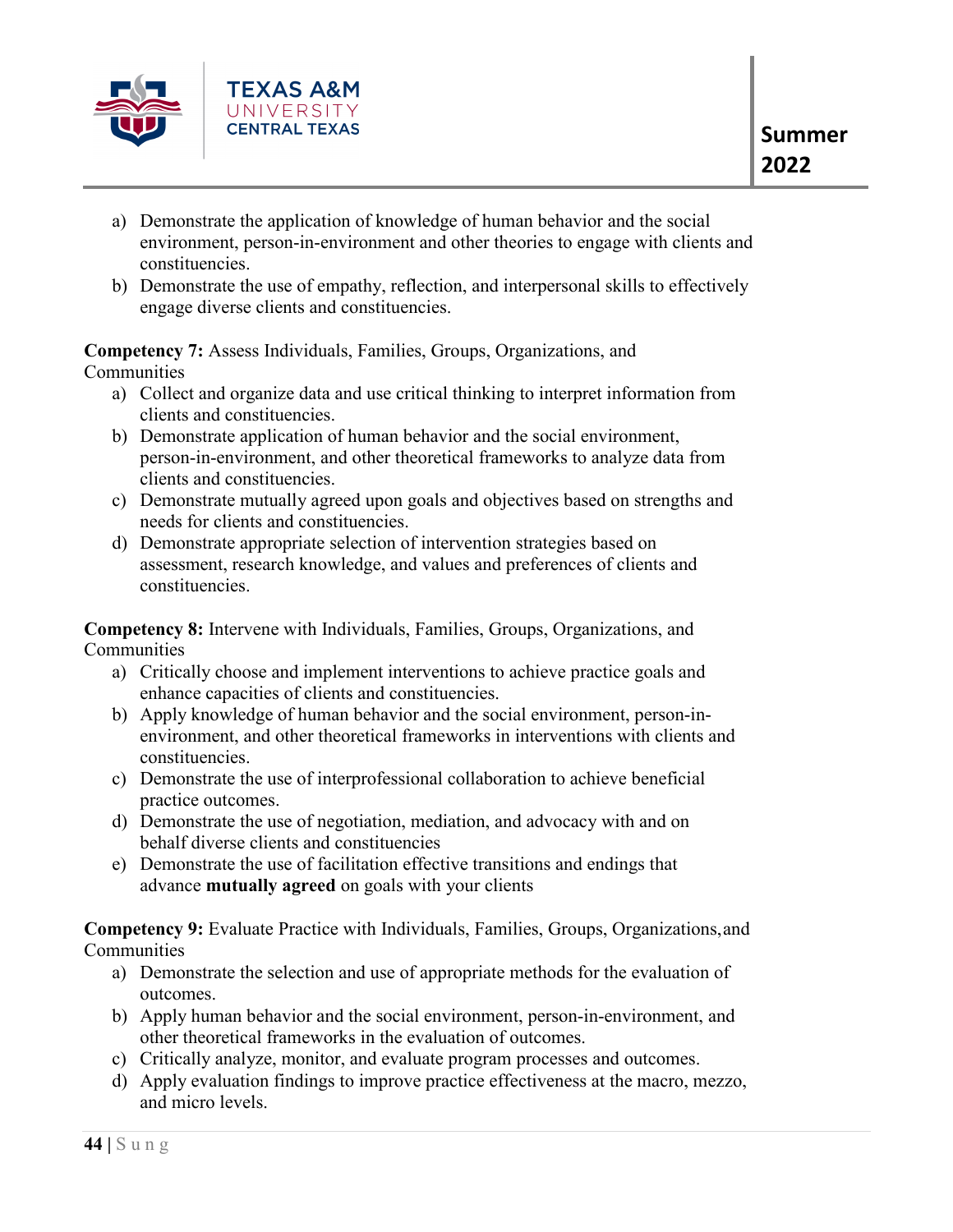a) Demonstrate the application of knowledge of human behavior and the social environment, person-in-environment and other theories to engage with clients and constituencies.
b) Demonstrate the use of empathy, reflection, and interpersonal skills to effectively engage diverse clients and constituencies.

**Competency 7:** Assess Individuals, Families, Groups, Organizations, and Communities

a) Collect and organize data and use critical thinking to interpret information from clients and constituencies.
b) Demonstrate application of human behavior and the social environment, person-in-environment, and other theoretical frameworks to analyze data from clients and constituencies.
c) Demonstrate mutually agreed upon goals and objectives based on strengths and needs for clients and constituencies.
d) Demonstrate appropriate selection of intervention strategies based on assessment, research knowledge, and values and preferences of clients and constituencies.

**Competency 8:** Intervene with Individuals, Families, Groups, Organizations, and Communities

a) Critically choose and implement interventions to achieve practice goals and enhance capacities of clients and constituencies.
b) Apply knowledge of human behavior and the social environment, person-in-environment, and other theoretical frameworks in interventions with clients and constituencies.
c) Demonstrate the use of interprofessional collaboration to achieve beneficial practice outcomes.
d) Demonstrate the use of negotiation, mediation, and advocacy with and on behalf diverse clients and constituencies
e) Demonstrate the use of facilitation effective transitions and endings that advance **mutually agreed** on goals with your clients

**Competency 9:** Evaluate Practice with Individuals, Families, Groups, Organizations, and Communities

a) Demonstrate the selection and use of appropriate methods for the evaluation of outcomes.
b) Apply human behavior and the social environment, person-in-environment, and other theoretical frameworks in the evaluation of outcomes.
c) Critically analyze, monitor, and evaluate program processes and outcomes.
d) Apply evaluation findings to improve practice effectiveness at the macro, mezzo, and micro levels.